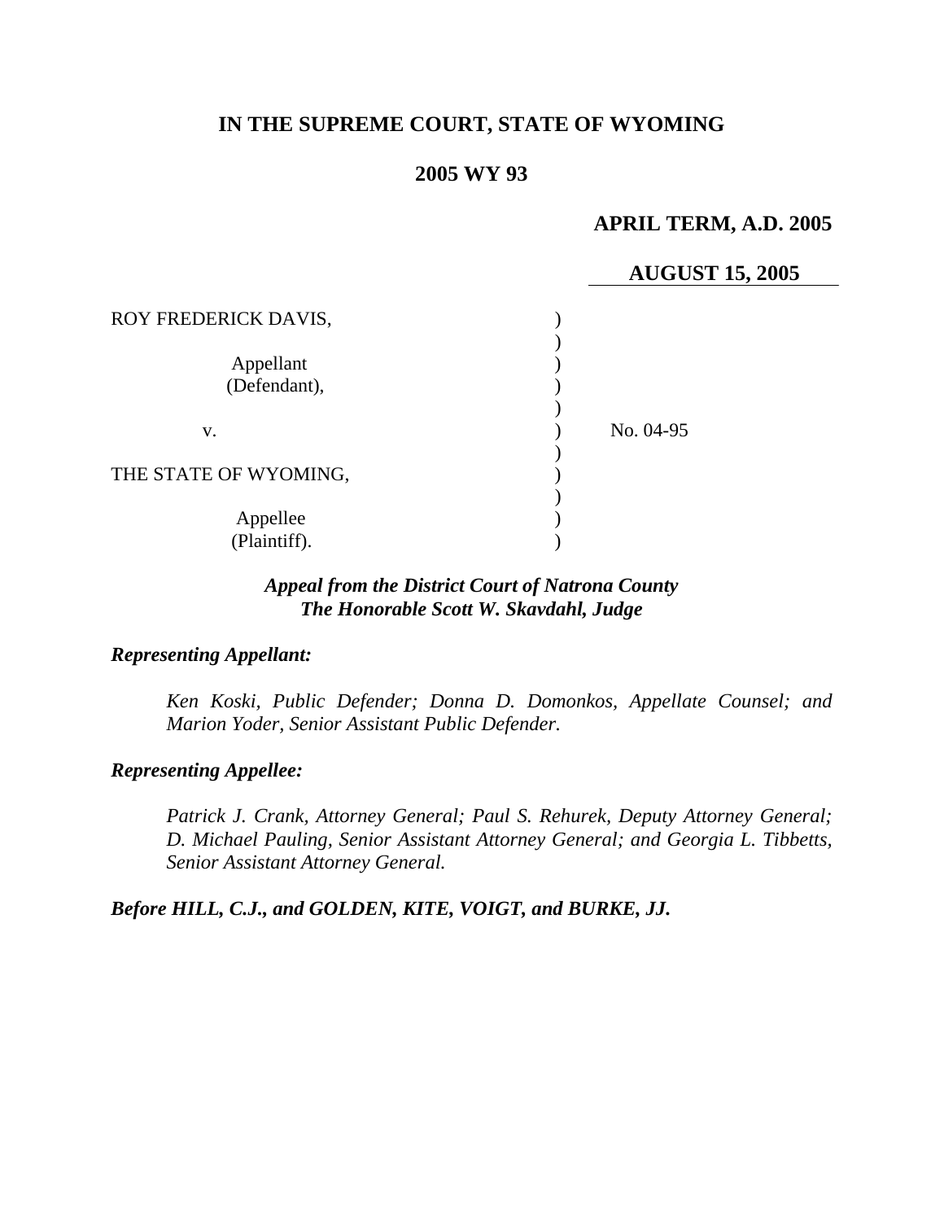**IN THE SUPREME COURT, STATE OF WYOMING**

**2005 WY 93**

**APRIL TERM, A.D. 2005**

**AUGUST 15, 2005**

| | | |
|---|---|---|
| ROY FREDERICK DAVIS, | ) | |
| | ) | |
| Appellant | ) | |
| (Defendant), | ) | |
| | ) | |
| v. | ) | No. 04-95 |
| | ) | |
| THE STATE OF WYOMING, | ) | |
| | ) | |
| Appellee | ) | |
| (Plaintiff). | ) | |

***Appeal from the District Court of Natrona County***
***The Honorable Scott W. Skavdahl, Judge***

***Representing Appellant:***

*Ken Koski, Public Defender; Donna D. Domonkos, Appellate Counsel; and Marion Yoder, Senior Assistant Public Defender.*

***Representing Appellee:***

*Patrick J. Crank, Attorney General; Paul S. Rehurek, Deputy Attorney General; D. Michael Pauling, Senior Assistant Attorney General; and Georgia L. Tibbetts, Senior Assistant Attorney General.*

***Before HILL, C.J., and GOLDEN, KITE, VOIGT, and BURKE, JJ.***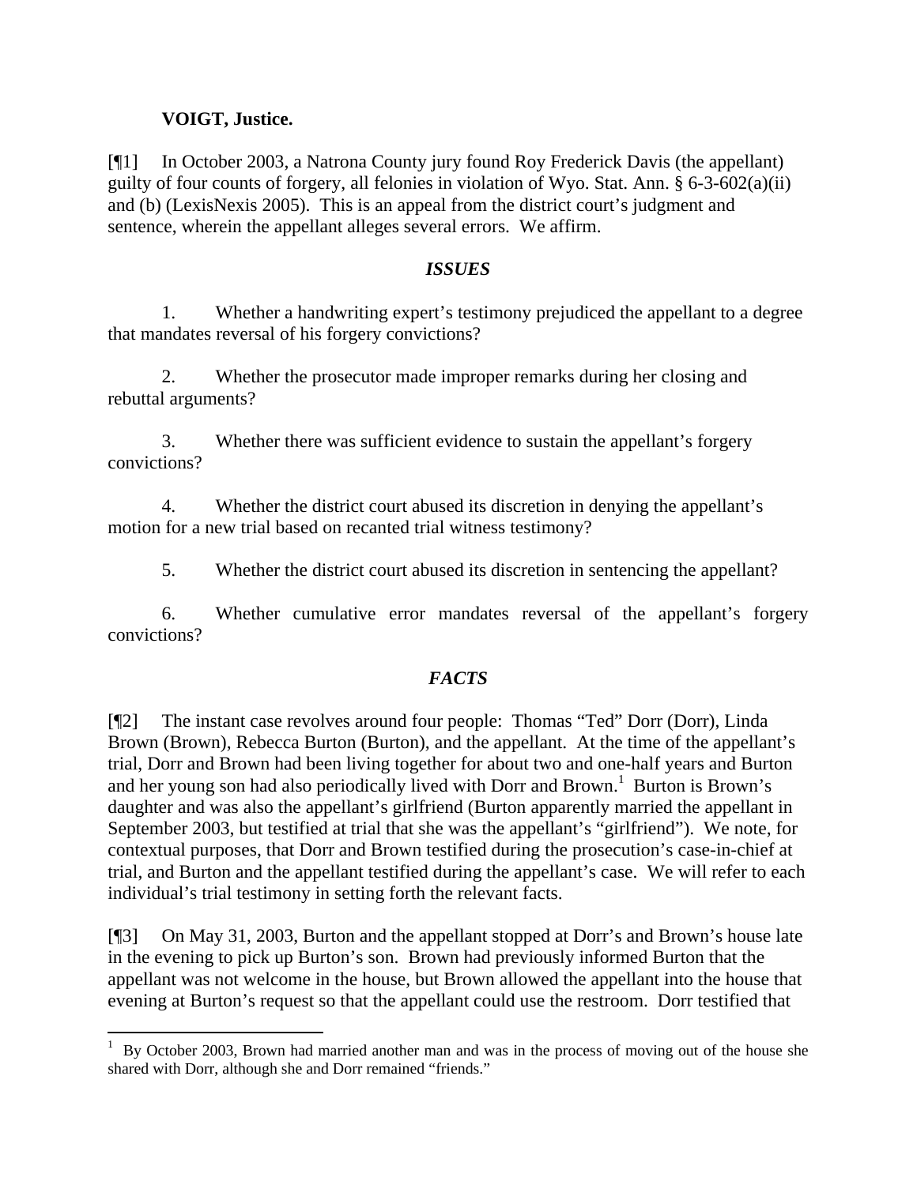**VOIGT, Justice.**

[¶1] In October 2003, a Natrona County jury found Roy Frederick Davis (the appellant) guilty of four counts of forgery, all felonies in violation of Wyo. Stat. Ann. § 6-3-602(a)(ii) and (b) (LexisNexis 2005). This is an appeal from the district court's judgment and sentence, wherein the appellant alleges several errors. We affirm.

### *ISSUES*

1. Whether a handwriting expert's testimony prejudiced the appellant to a degree that mandates reversal of his forgery convictions?

2. Whether the prosecutor made improper remarks during her closing and rebuttal arguments?

3. Whether there was sufficient evidence to sustain the appellant's forgery convictions?

4. Whether the district court abused its discretion in denying the appellant's motion for a new trial based on recanted trial witness testimony?

5. Whether the district court abused its discretion in sentencing the appellant?

6. Whether cumulative error mandates reversal of the appellant's forgery convictions?

### *FACTS*

[¶2] The instant case revolves around four people: Thomas "Ted" Dorr (Dorr), Linda Brown (Brown), Rebecca Burton (Burton), and the appellant. At the time of the appellant's trial, Dorr and Brown had been living together for about two and one-half years and Burton and her young son had also periodically lived with Dorr and Brown.[1] Burton is Brown's daughter and was also the appellant's girlfriend (Burton apparently married the appellant in September 2003, but testified at trial that she was the appellant's "girlfriend"). We note, for contextual purposes, that Dorr and Brown testified during the prosecution's case-in-chief at trial, and Burton and the appellant testified during the appellant's case. We will refer to each individual's trial testimony in setting forth the relevant facts.

[¶3] On May 31, 2003, Burton and the appellant stopped at Dorr's and Brown's house late in the evening to pick up Burton's son. Brown had previously informed Burton that the appellant was not welcome in the house, but Brown allowed the appellant into the house that evening at Burton's request so that the appellant could use the restroom. Dorr testified that

---

[1] By October 2003, Brown had married another man and was in the process of moving out of the house she shared with Dorr, although she and Dorr remained "friends."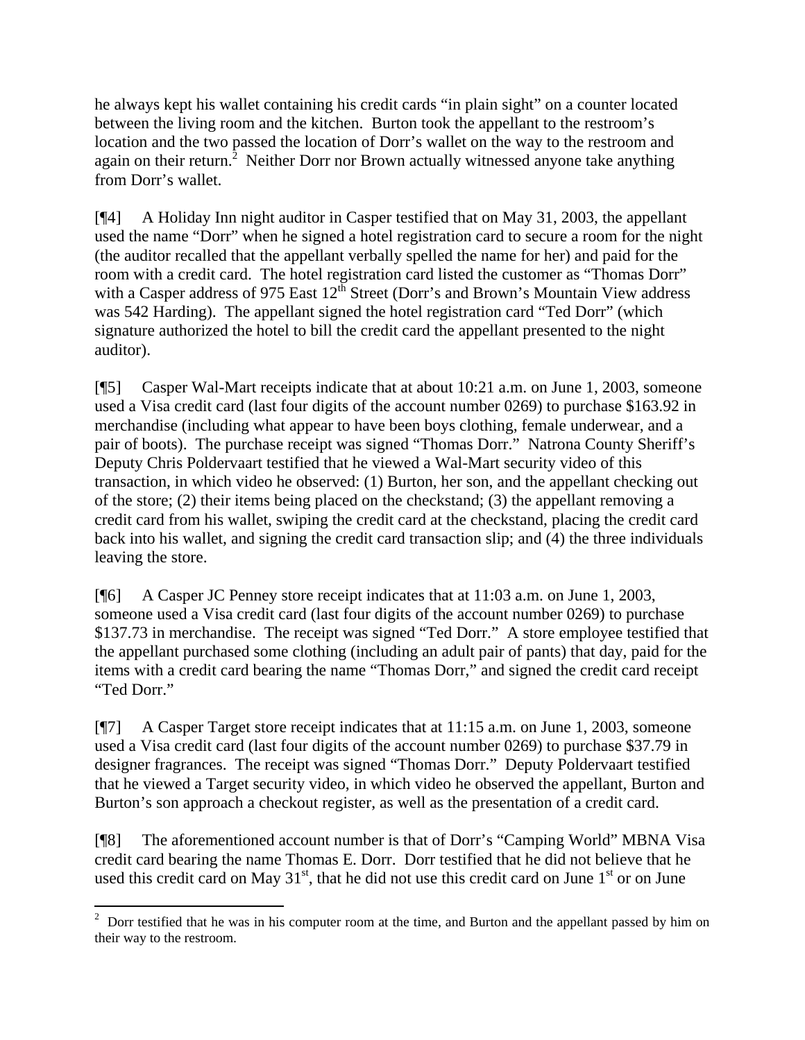he always kept his wallet containing his credit cards "in plain sight" on a counter located between the living room and the kitchen. Burton took the appellant to the restroom's location and the two passed the location of Dorr's wallet on the way to the restroom and again on their return.[2] Neither Dorr nor Brown actually witnessed anyone take anything from Dorr's wallet.

[¶4] A Holiday Inn night auditor in Casper testified that on May 31, 2003, the appellant used the name "Dorr" when he signed a hotel registration card to secure a room for the night (the auditor recalled that the appellant verbally spelled the name for her) and paid for the room with a credit card. The hotel registration card listed the customer as "Thomas Dorr" with a Casper address of 975 East 12th Street (Dorr's and Brown's Mountain View address was 542 Harding). The appellant signed the hotel registration card "Ted Dorr" (which signature authorized the hotel to bill the credit card the appellant presented to the night auditor).

[¶5] Casper Wal-Mart receipts indicate that at about 10:21 a.m. on June 1, 2003, someone used a Visa credit card (last four digits of the account number 0269) to purchase $163.92 in merchandise (including what appear to have been boys clothing, female underwear, and a pair of boots). The purchase receipt was signed "Thomas Dorr." Natrona County Sheriff's Deputy Chris Poldervaart testified that he viewed a Wal-Mart security video of this transaction, in which video he observed: (1) Burton, her son, and the appellant checking out of the store; (2) their items being placed on the checkstand; (3) the appellant removing a credit card from his wallet, swiping the credit card at the checkstand, placing the credit card back into his wallet, and signing the credit card transaction slip; and (4) the three individuals leaving the store.

[¶6] A Casper JC Penney store receipt indicates that at 11:03 a.m. on June 1, 2003, someone used a Visa credit card (last four digits of the account number 0269) to purchase $137.73 in merchandise. The receipt was signed "Ted Dorr." A store employee testified that the appellant purchased some clothing (including an adult pair of pants) that day, paid for the items with a credit card bearing the name "Thomas Dorr," and signed the credit card receipt "Ted Dorr."

[¶7] A Casper Target store receipt indicates that at 11:15 a.m. on June 1, 2003, someone used a Visa credit card (last four digits of the account number 0269) to purchase $37.79 in designer fragrances. The receipt was signed "Thomas Dorr." Deputy Poldervaart testified that he viewed a Target security video, in which video he observed the appellant, Burton and Burton's son approach a checkout register, as well as the presentation of a credit card.

[¶8] The aforementioned account number is that of Dorr's "Camping World" MBNA Visa credit card bearing the name Thomas E. Dorr. Dorr testified that he did not believe that he used this credit card on May 31st, that he did not use this credit card on June 1st or on June

---

[2] Dorr testified that he was in his computer room at the time, and Burton and the appellant passed by him on their way to the restroom.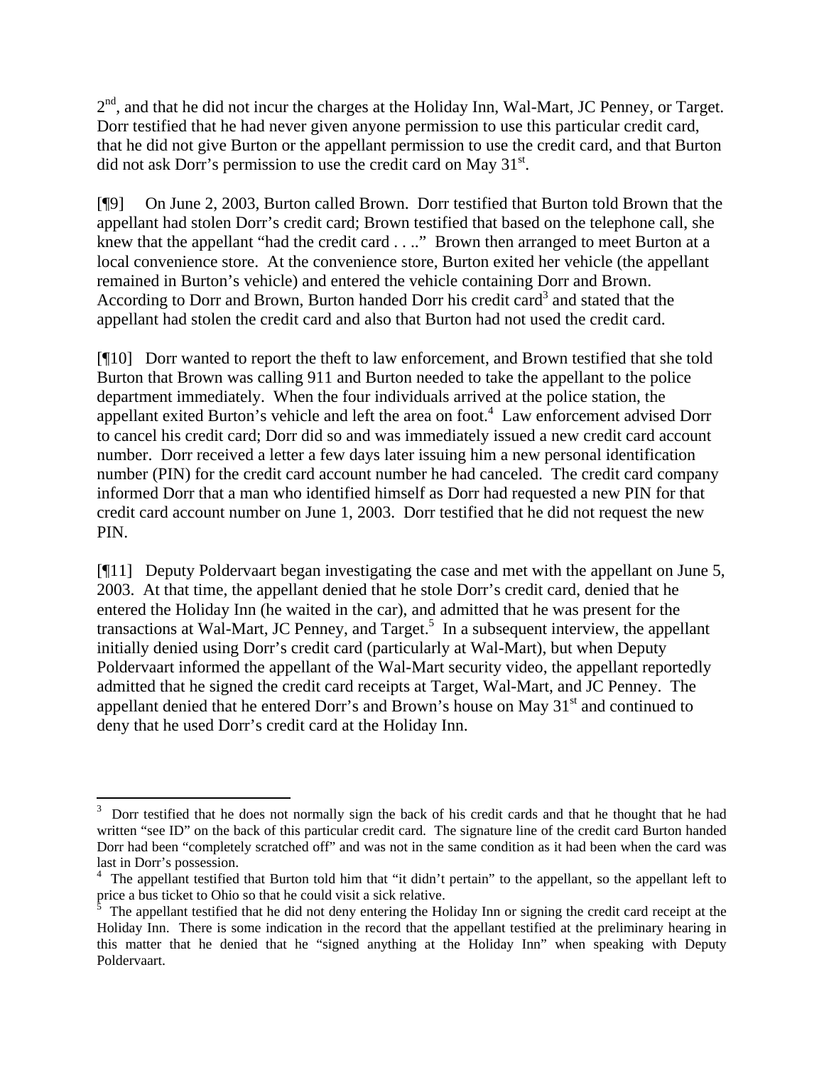2nd, and that he did not incur the charges at the Holiday Inn, Wal-Mart, JC Penney, or Target. Dorr testified that he had never given anyone permission to use this particular credit card, that he did not give Burton or the appellant permission to use the credit card, and that Burton did not ask Dorr's permission to use the credit card on May 31st.

[¶9] On June 2, 2003, Burton called Brown. Dorr testified that Burton told Brown that the appellant had stolen Dorr's credit card; Brown testified that based on the telephone call, she knew that the appellant "had the credit card . . .." Brown then arranged to meet Burton at a local convenience store. At the convenience store, Burton exited her vehicle (the appellant remained in Burton's vehicle) and entered the vehicle containing Dorr and Brown. According to Dorr and Brown, Burton handed Dorr his credit card[3] and stated that the appellant had stolen the credit card and also that Burton had not used the credit card.

[¶10] Dorr wanted to report the theft to law enforcement, and Brown testified that she told Burton that Brown was calling 911 and Burton needed to take the appellant to the police department immediately. When the four individuals arrived at the police station, the appellant exited Burton's vehicle and left the area on foot.[4] Law enforcement advised Dorr to cancel his credit card; Dorr did so and was immediately issued a new credit card account number. Dorr received a letter a few days later issuing him a new personal identification number (PIN) for the credit card account number he had canceled. The credit card company informed Dorr that a man who identified himself as Dorr had requested a new PIN for that credit card account number on June 1, 2003. Dorr testified that he did not request the new PIN.

[¶11] Deputy Poldervaart began investigating the case and met with the appellant on June 5, 2003. At that time, the appellant denied that he stole Dorr's credit card, denied that he entered the Holiday Inn (he waited in the car), and admitted that he was present for the transactions at Wal-Mart, JC Penney, and Target.[5] In a subsequent interview, the appellant initially denied using Dorr's credit card (particularly at Wal-Mart), but when Deputy Poldervaart informed the appellant of the Wal-Mart security video, the appellant reportedly admitted that he signed the credit card receipts at Target, Wal-Mart, and JC Penney. The appellant denied that he entered Dorr's and Brown's house on May 31st and continued to deny that he used Dorr's credit card at the Holiday Inn.

---

[3] Dorr testified that he does not normally sign the back of his credit cards and that he thought that he had written "see ID" on the back of this particular credit card. The signature line of the credit card Burton handed Dorr had been "completely scratched off" and was not in the same condition as it had been when the card was last in Dorr's possession.

[4] The appellant testified that Burton told him that "it didn't pertain" to the appellant, so the appellant left to price a bus ticket to Ohio so that he could visit a sick relative.

[5] The appellant testified that he did not deny entering the Holiday Inn or signing the credit card receipt at the Holiday Inn. There is some indication in the record that the appellant testified at the preliminary hearing in this matter that he denied that he "signed anything at the Holiday Inn" when speaking with Deputy Poldervaart.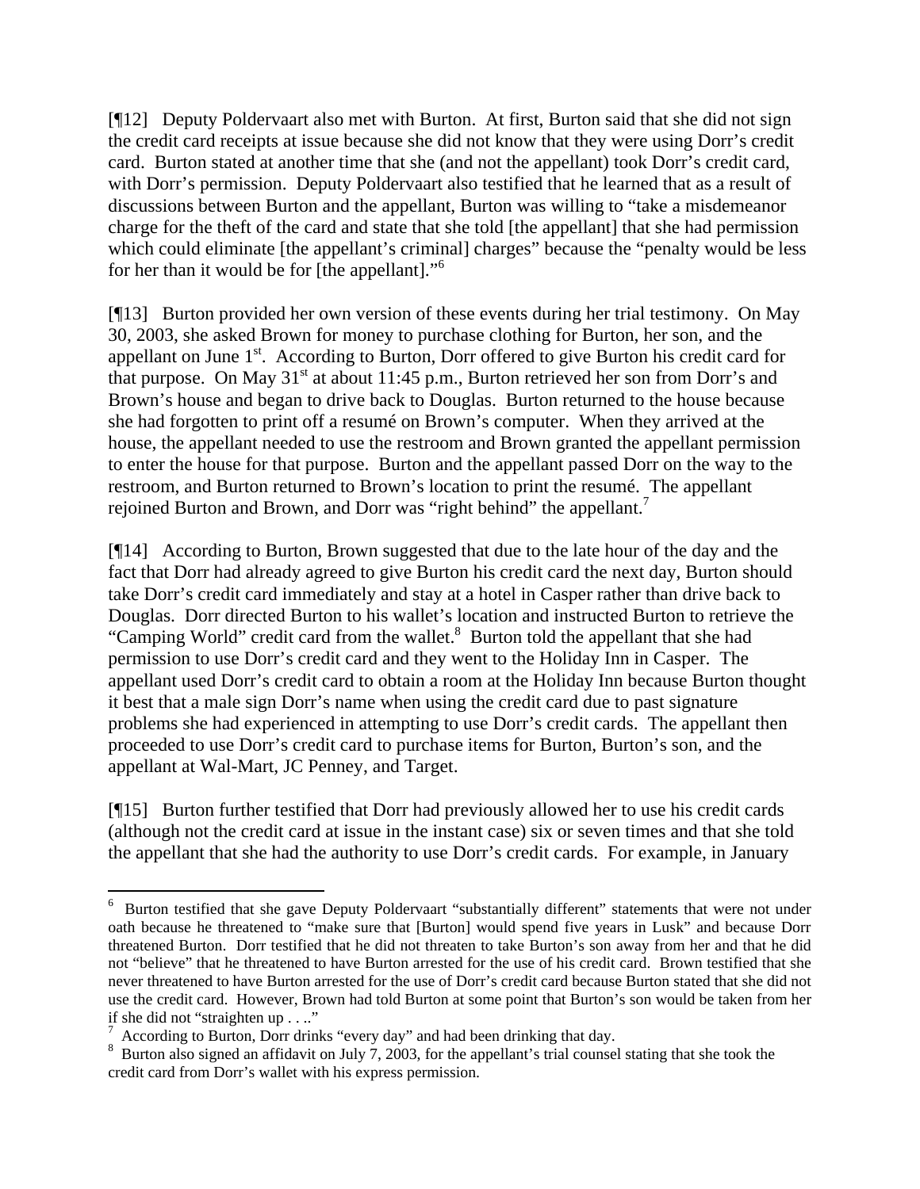[¶12] Deputy Poldervaart also met with Burton. At first, Burton said that she did not sign the credit card receipts at issue because she did not know that they were using Dorr's credit card. Burton stated at another time that she (and not the appellant) took Dorr's credit card, with Dorr's permission. Deputy Poldervaart also testified that he learned that as a result of discussions between Burton and the appellant, Burton was willing to "take a misdemeanor charge for the theft of the card and state that she told [the appellant] that she had permission which could eliminate [the appellant's criminal] charges" because the "penalty would be less for her than it would be for [the appellant]."[6]

[¶13] Burton provided her own version of these events during her trial testimony. On May 30, 2003, she asked Brown for money to purchase clothing for Burton, her son, and the appellant on June 1st. According to Burton, Dorr offered to give Burton his credit card for that purpose. On May 31st at about 11:45 p.m., Burton retrieved her son from Dorr's and Brown's house and began to drive back to Douglas. Burton returned to the house because she had forgotten to print off a resumé on Brown's computer. When they arrived at the house, the appellant needed to use the restroom and Brown granted the appellant permission to enter the house for that purpose. Burton and the appellant passed Dorr on the way to the restroom, and Burton returned to Brown's location to print the resumé. The appellant rejoined Burton and Brown, and Dorr was "right behind" the appellant.[7]

[¶14] According to Burton, Brown suggested that due to the late hour of the day and the fact that Dorr had already agreed to give Burton his credit card the next day, Burton should take Dorr's credit card immediately and stay at a hotel in Casper rather than drive back to Douglas. Dorr directed Burton to his wallet's location and instructed Burton to retrieve the "Camping World" credit card from the wallet.[8] Burton told the appellant that she had permission to use Dorr's credit card and they went to the Holiday Inn in Casper. The appellant used Dorr's credit card to obtain a room at the Holiday Inn because Burton thought it best that a male sign Dorr's name when using the credit card due to past signature problems she had experienced in attempting to use Dorr's credit cards. The appellant then proceeded to use Dorr's credit card to purchase items for Burton, Burton's son, and the appellant at Wal-Mart, JC Penney, and Target.

[¶15] Burton further testified that Dorr had previously allowed her to use his credit cards (although not the credit card at issue in the instant case) six or seven times and that she told the appellant that she had the authority to use Dorr's credit cards. For example, in January

---

[6] Burton testified that she gave Deputy Poldervaart "substantially different" statements that were not under oath because he threatened to "make sure that [Burton] would spend five years in Lusk" and because Dorr threatened Burton. Dorr testified that he did not threaten to take Burton's son away from her and that he did not "believe" that he threatened to have Burton arrested for the use of his credit card. Brown testified that she never threatened to have Burton arrested for the use of Dorr's credit card because Burton stated that she did not use the credit card. However, Brown had told Burton at some point that Burton's son would be taken from her if she did not "straighten up . . .."

[7] According to Burton, Dorr drinks "every day" and had been drinking that day.

[8] Burton also signed an affidavit on July 7, 2003, for the appellant's trial counsel stating that she took the credit card from Dorr's wallet with his express permission.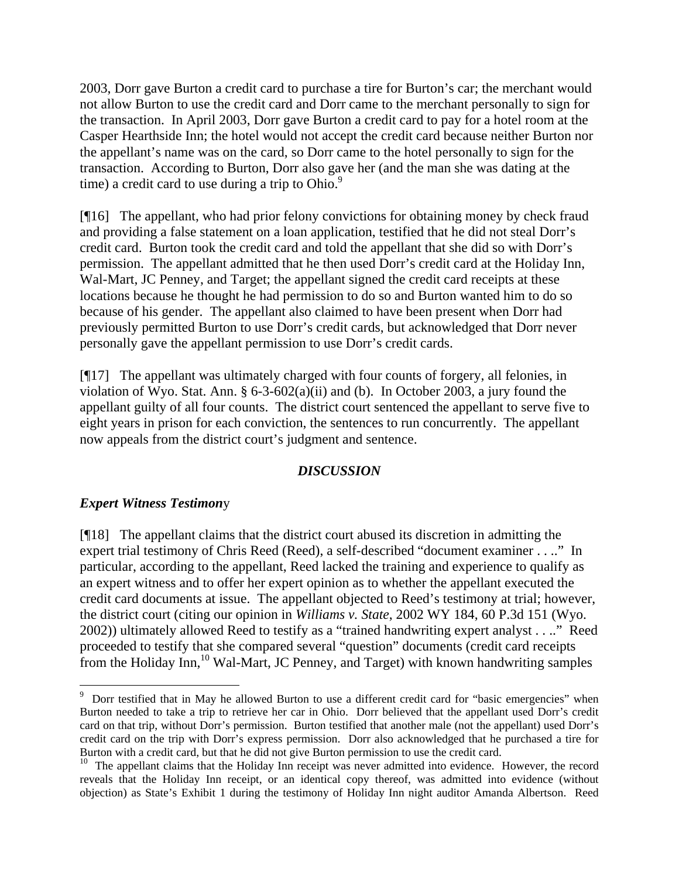2003, Dorr gave Burton a credit card to purchase a tire for Burton's car; the merchant would not allow Burton to use the credit card and Dorr came to the merchant personally to sign for the transaction. In April 2003, Dorr gave Burton a credit card to pay for a hotel room at the Casper Hearthside Inn; the hotel would not accept the credit card because neither Burton nor the appellant's name was on the card, so Dorr came to the hotel personally to sign for the transaction. According to Burton, Dorr also gave her (and the man she was dating at the time) a credit card to use during a trip to Ohio.[9]

[¶16] The appellant, who had prior felony convictions for obtaining money by check fraud and providing a false statement on a loan application, testified that he did not steal Dorr's credit card. Burton took the credit card and told the appellant that she did so with Dorr's permission. The appellant admitted that he then used Dorr's credit card at the Holiday Inn, Wal-Mart, JC Penney, and Target; the appellant signed the credit card receipts at these locations because he thought he had permission to do so and Burton wanted him to do so because of his gender. The appellant also claimed to have been present when Dorr had previously permitted Burton to use Dorr's credit cards, but acknowledged that Dorr never personally gave the appellant permission to use Dorr's credit cards.

[¶17] The appellant was ultimately charged with four counts of forgery, all felonies, in violation of Wyo. Stat. Ann. § 6-3-602(a)(ii) and (b). In October 2003, a jury found the appellant guilty of all four counts. The district court sentenced the appellant to serve five to eight years in prison for each conviction, the sentences to run concurrently. The appellant now appeals from the district court's judgment and sentence.

## *DISCUSSION*

### *Expert Witness Testimony*

[¶18] The appellant claims that the district court abused its discretion in admitting the expert trial testimony of Chris Reed (Reed), a self-described "document examiner . . .." In particular, according to the appellant, Reed lacked the training and experience to qualify as an expert witness and to offer her expert opinion as to whether the appellant executed the credit card documents at issue. The appellant objected to Reed's testimony at trial; however, the district court (citing our opinion in *Williams v. State*, 2002 WY 184, 60 P.3d 151 (Wyo. 2002)) ultimately allowed Reed to testify as a "trained handwriting expert analyst . . .." Reed proceeded to testify that she compared several "question" documents (credit card receipts from the Holiday Inn,[10] Wal-Mart, JC Penney, and Target) with known handwriting samples

---

[9] Dorr testified that in May he allowed Burton to use a different credit card for "basic emergencies" when Burton needed to take a trip to retrieve her car in Ohio. Dorr believed that the appellant used Dorr's credit card on that trip, without Dorr's permission. Burton testified that another male (not the appellant) used Dorr's credit card on the trip with Dorr's express permission. Dorr also acknowledged that he purchased a tire for Burton with a credit card, but that he did not give Burton permission to use the credit card.

[10] The appellant claims that the Holiday Inn receipt was never admitted into evidence. However, the record reveals that the Holiday Inn receipt, or an identical copy thereof, was admitted into evidence (without objection) as State's Exhibit 1 during the testimony of Holiday Inn night auditor Amanda Albertson. Reed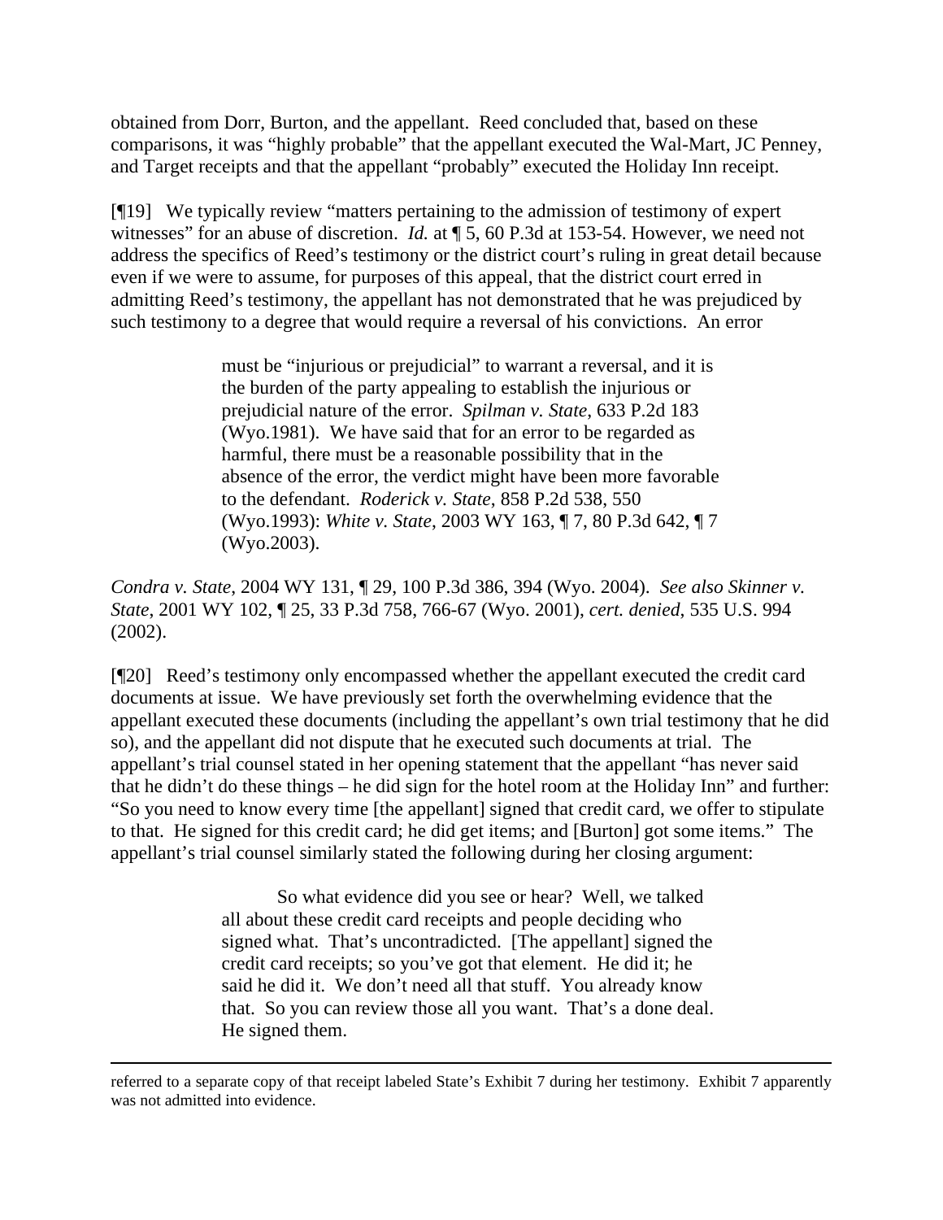obtained from Dorr, Burton, and the appellant. Reed concluded that, based on these comparisons, it was "highly probable" that the appellant executed the Wal-Mart, JC Penney, and Target receipts and that the appellant "probably" executed the Holiday Inn receipt.

[¶19] We typically review "matters pertaining to the admission of testimony of expert witnesses" for an abuse of discretion. *Id.* at ¶ 5, 60 P.3d at 153-54. However, we need not address the specifics of Reed's testimony or the district court's ruling in great detail because even if we were to assume, for purposes of this appeal, that the district court erred in admitting Reed's testimony, the appellant has not demonstrated that he was prejudiced by such testimony to a degree that would require a reversal of his convictions. An error

> must be "injurious or prejudicial" to warrant a reversal, and it is the burden of the party appealing to establish the injurious or prejudicial nature of the error. *Spilman v. State*, 633 P.2d 183 (Wyo.1981). We have said that for an error to be regarded as harmful, there must be a reasonable possibility that in the absence of the error, the verdict might have been more favorable to the defendant. *Roderick v. State*, 858 P.2d 538, 550 (Wyo.1993): *White v. State*, 2003 WY 163, ¶ 7, 80 P.3d 642, ¶ 7 (Wyo.2003).

*Condra v. State*, 2004 WY 131, ¶ 29, 100 P.3d 386, 394 (Wyo. 2004). *See also Skinner v. State*, 2001 WY 102, ¶ 25, 33 P.3d 758, 766-67 (Wyo. 2001), *cert. denied*, 535 U.S. 994 (2002).

[¶20] Reed's testimony only encompassed whether the appellant executed the credit card documents at issue. We have previously set forth the overwhelming evidence that the appellant executed these documents (including the appellant's own trial testimony that he did so), and the appellant did not dispute that he executed such documents at trial. The appellant's trial counsel stated in her opening statement that the appellant "has never said that he didn't do these things – he did sign for the hotel room at the Holiday Inn" and further: "So you need to know every time [the appellant] signed that credit card, we offer to stipulate to that. He signed for this credit card; he did get items; and [Burton] got some items." The appellant's trial counsel similarly stated the following during her closing argument:

> So what evidence did you see or hear? Well, we talked all about these credit card receipts and people deciding who signed what. That's uncontradicted. [The appellant] signed the credit card receipts; so you've got that element. He did it; he said he did it. We don't need all that stuff. You already know that. So you can review those all you want. That's a done deal. He signed them.

---

referred to a separate copy of that receipt labeled State's Exhibit 7 during her testimony. Exhibit 7 apparently was not admitted into evidence.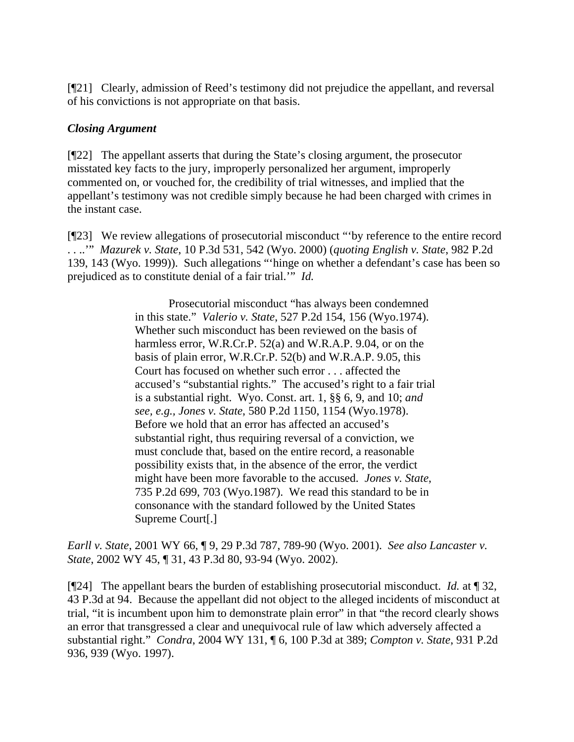[¶21] Clearly, admission of Reed's testimony did not prejudice the appellant, and reversal of his convictions is not appropriate on that basis.

***Closing Argument***

[¶22] The appellant asserts that during the State's closing argument, the prosecutor misstated key facts to the jury, improperly personalized her argument, improperly commented on, or vouched for, the credibility of trial witnesses, and implied that the appellant's testimony was not credible simply because he had been charged with crimes in the instant case.

[¶23] We review allegations of prosecutorial misconduct "'by reference to the entire record . . ..'" *Mazurek v. State*, 10 P.3d 531, 542 (Wyo. 2000) (*quoting English v. State*, 982 P.2d 139, 143 (Wyo. 1999)). Such allegations "'hinge on whether a defendant's case has been so prejudiced as to constitute denial of a fair trial.'" *Id.*

> Prosecutorial misconduct "has always been condemned in this state." *Valerio v. State*, 527 P.2d 154, 156 (Wyo.1974). Whether such misconduct has been reviewed on the basis of harmless error, W.R.Cr.P. 52(a) and W.R.A.P. 9.04, or on the basis of plain error, W.R.Cr.P. 52(b) and W.R.A.P. 9.05, this Court has focused on whether such error . . . affected the accused's "substantial rights." The accused's right to a fair trial is a substantial right. Wyo. Const. art. 1, §§ 6, 9, and 10; *and see, e.g., Jones v. State*, 580 P.2d 1150, 1154 (Wyo.1978). Before we hold that an error has affected an accused's substantial right, thus requiring reversal of a conviction, we must conclude that, based on the entire record, a reasonable possibility exists that, in the absence of the error, the verdict might have been more favorable to the accused. *Jones v. State*, 735 P.2d 699, 703 (Wyo.1987). We read this standard to be in consonance with the standard followed by the United States Supreme Court[.]

*Earll v. State*, 2001 WY 66, ¶ 9, 29 P.3d 787, 789-90 (Wyo. 2001). *See also Lancaster v. State*, 2002 WY 45, ¶ 31, 43 P.3d 80, 93-94 (Wyo. 2002).

[¶24] The appellant bears the burden of establishing prosecutorial misconduct. *Id.* at ¶ 32, 43 P.3d at 94. Because the appellant did not object to the alleged incidents of misconduct at trial, "it is incumbent upon him to demonstrate plain error" in that "the record clearly shows an error that transgressed a clear and unequivocal rule of law which adversely affected a substantial right." *Condra*, 2004 WY 131, ¶ 6, 100 P.3d at 389; *Compton v. State*, 931 P.2d 936, 939 (Wyo. 1997).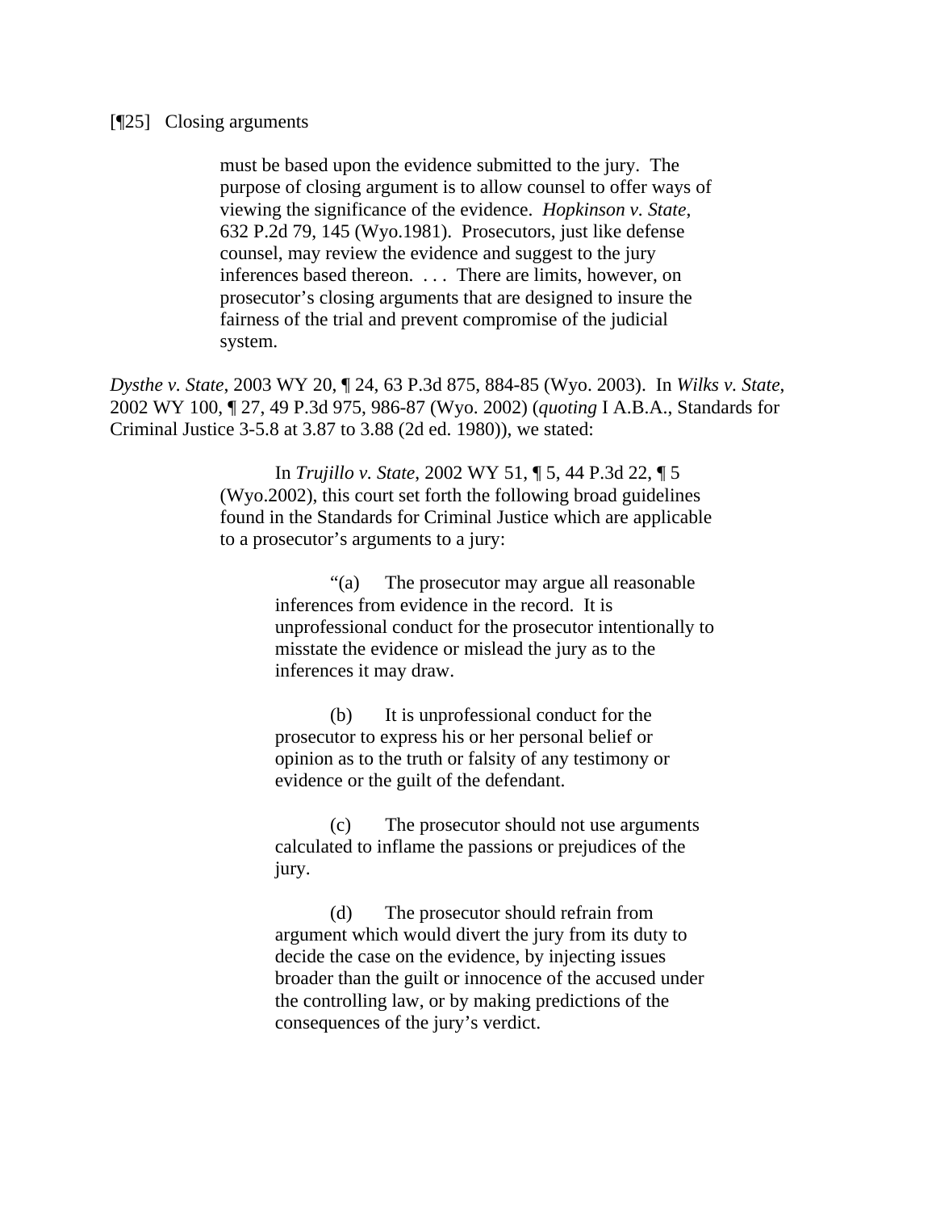[¶25] Closing arguments

> must be based upon the evidence submitted to the jury. The purpose of closing argument is to allow counsel to offer ways of viewing the significance of the evidence. *Hopkinson v. State*, 632 P.2d 79, 145 (Wyo.1981). Prosecutors, just like defense counsel, may review the evidence and suggest to the jury inferences based thereon. . . . There are limits, however, on prosecutor's closing arguments that are designed to insure the fairness of the trial and prevent compromise of the judicial system.

*Dysthe v. State*, 2003 WY 20, ¶ 24, 63 P.3d 875, 884-85 (Wyo. 2003). In *Wilks v. State*, 2002 WY 100, ¶ 27, 49 P.3d 975, 986-87 (Wyo. 2002) (*quoting* I A.B.A., Standards for Criminal Justice 3-5.8 at 3.87 to 3.88 (2d ed. 1980)), we stated:

> In *Trujillo v. State*, 2002 WY 51, ¶ 5, 44 P.3d 22, ¶ 5 (Wyo.2002), this court set forth the following broad guidelines found in the Standards for Criminal Justice which are applicable to a prosecutor's arguments to a jury:
>
> > "(a) The prosecutor may argue all reasonable inferences from evidence in the record. It is unprofessional conduct for the prosecutor intentionally to misstate the evidence or mislead the jury as to the inferences it may draw.
> >
> > (b) It is unprofessional conduct for the prosecutor to express his or her personal belief or opinion as to the truth or falsity of any testimony or evidence or the guilt of the defendant.
> >
> > (c) The prosecutor should not use arguments calculated to inflame the passions or prejudices of the jury.
> >
> > (d) The prosecutor should refrain from argument which would divert the jury from its duty to decide the case on the evidence, by injecting issues broader than the guilt or innocence of the accused under the controlling law, or by making predictions of the consequences of the jury's verdict.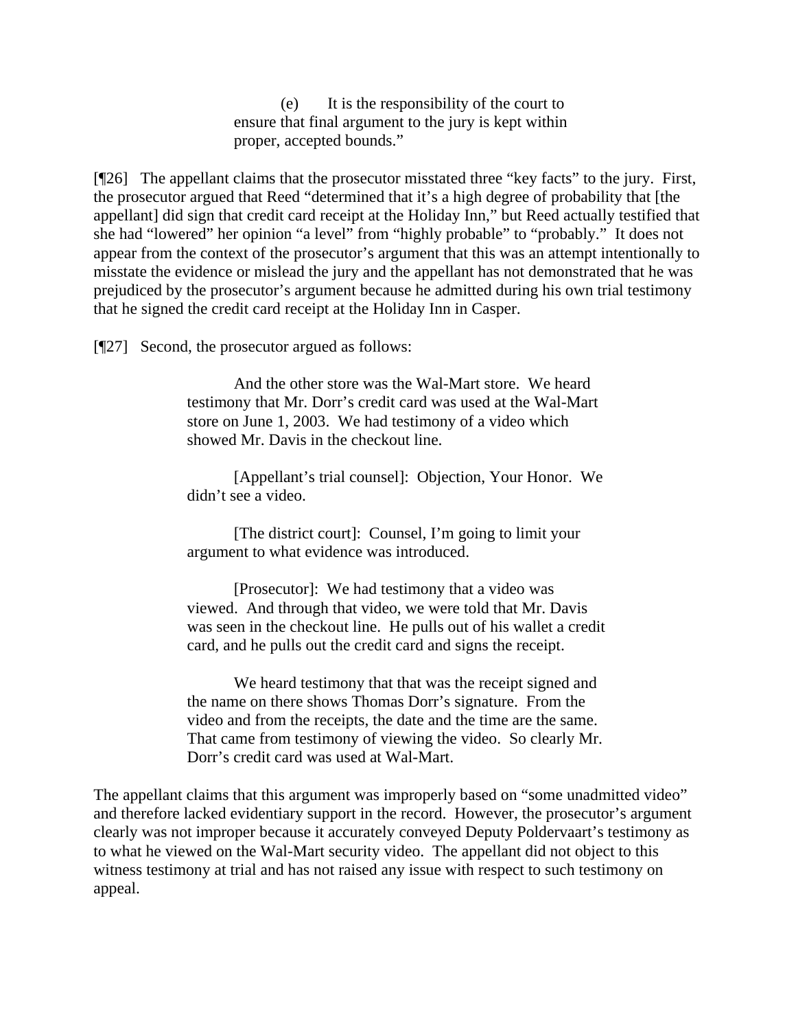> (e) It is the responsibility of the court to ensure that final argument to the jury is kept within proper, accepted bounds."

[¶26] The appellant claims that the prosecutor misstated three "key facts" to the jury. First, the prosecutor argued that Reed "determined that it's a high degree of probability that [the appellant] did sign that credit card receipt at the Holiday Inn," but Reed actually testified that she had "lowered" her opinion "a level" from "highly probable" to "probably." It does not appear from the context of the prosecutor's argument that this was an attempt intentionally to misstate the evidence or mislead the jury and the appellant has not demonstrated that he was prejudiced by the prosecutor's argument because he admitted during his own trial testimony that he signed the credit card receipt at the Holiday Inn in Casper.

[¶27] Second, the prosecutor argued as follows:

> And the other store was the Wal-Mart store. We heard testimony that Mr. Dorr's credit card was used at the Wal-Mart store on June 1, 2003. We had testimony of a video which showed Mr. Davis in the checkout line.
>
> [Appellant's trial counsel]: Objection, Your Honor. We didn't see a video.
>
> [The district court]: Counsel, I'm going to limit your argument to what evidence was introduced.
>
> [Prosecutor]: We had testimony that a video was viewed. And through that video, we were told that Mr. Davis was seen in the checkout line. He pulls out of his wallet a credit card, and he pulls out the credit card and signs the receipt.
>
> We heard testimony that that was the receipt signed and the name on there shows Thomas Dorr's signature. From the video and from the receipts, the date and the time are the same. That came from testimony of viewing the video. So clearly Mr. Dorr's credit card was used at Wal-Mart.

The appellant claims that this argument was improperly based on "some unadmitted video" and therefore lacked evidentiary support in the record. However, the prosecutor's argument clearly was not improper because it accurately conveyed Deputy Poldervaart's testimony as to what he viewed on the Wal-Mart security video. The appellant did not object to this witness testimony at trial and has not raised any issue with respect to such testimony on appeal.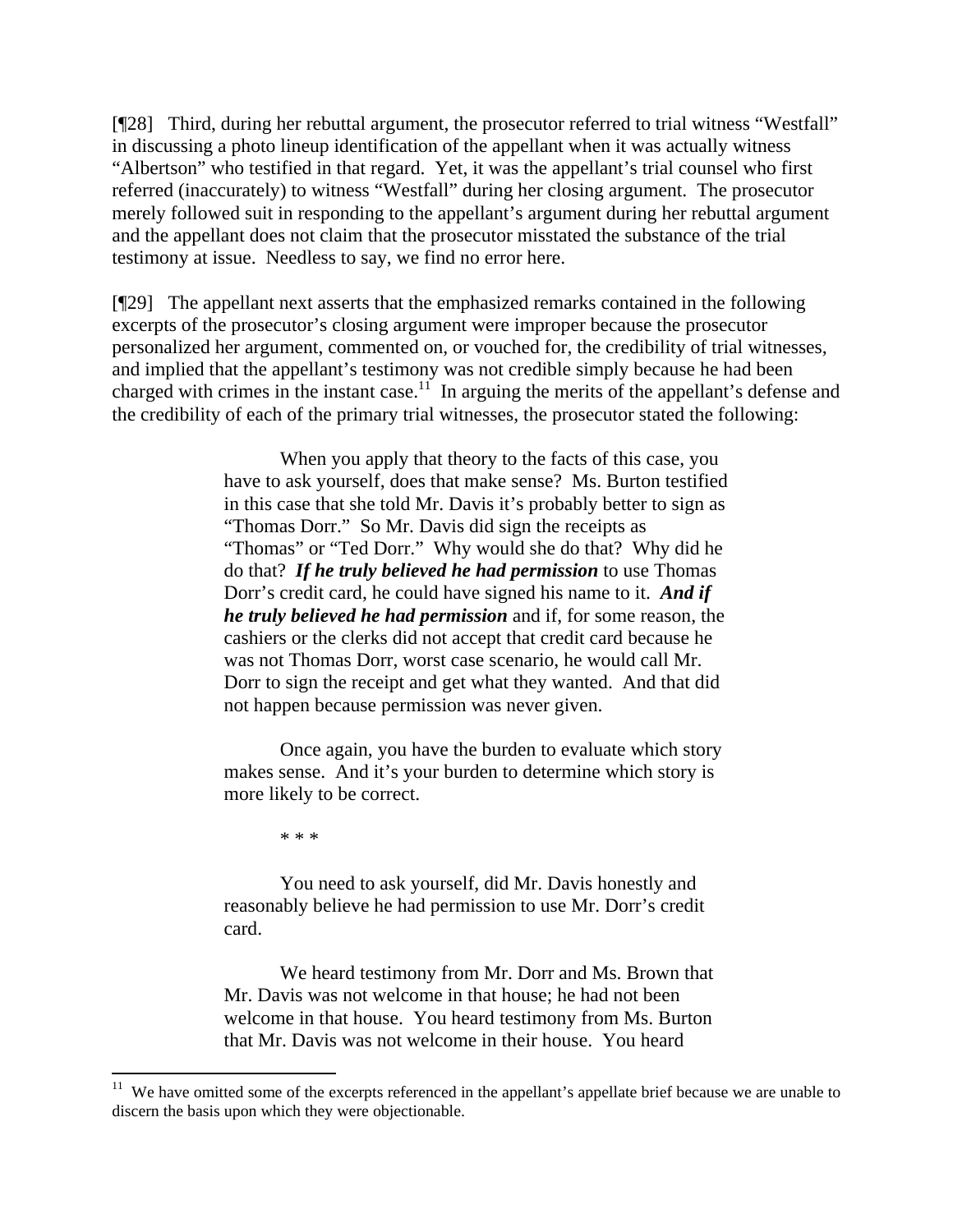[¶28] Third, during her rebuttal argument, the prosecutor referred to trial witness "Westfall" in discussing a photo lineup identification of the appellant when it was actually witness "Albertson" who testified in that regard. Yet, it was the appellant's trial counsel who first referred (inaccurately) to witness "Westfall" during her closing argument. The prosecutor merely followed suit in responding to the appellant's argument during her rebuttal argument and the appellant does not claim that the prosecutor misstated the substance of the trial testimony at issue. Needless to say, we find no error here.

[¶29] The appellant next asserts that the emphasized remarks contained in the following excerpts of the prosecutor's closing argument were improper because the prosecutor personalized her argument, commented on, or vouched for, the credibility of trial witnesses, and implied that the appellant's testimony was not credible simply because he had been charged with crimes in the instant case.[11] In arguing the merits of the appellant's defense and the credibility of each of the primary trial witnesses, the prosecutor stated the following:

> When you apply that theory to the facts of this case, you have to ask yourself, does that make sense? Ms. Burton testified in this case that she told Mr. Davis it's probably better to sign as "Thomas Dorr." So Mr. Davis did sign the receipts as "Thomas" or "Ted Dorr." Why would she do that? Why did he do that? ***If he truly believed he had permission*** to use Thomas Dorr's credit card, he could have signed his name to it. ***And if he truly believed he had permission*** and if, for some reason, the cashiers or the clerks did not accept that credit card because he was not Thomas Dorr, worst case scenario, he would call Mr. Dorr to sign the receipt and get what they wanted. And that did not happen because permission was never given.
>
> Once again, you have the burden to evaluate which story makes sense. And it's your burden to determine which story is more likely to be correct.
>
> * * *
>
> You need to ask yourself, did Mr. Davis honestly and reasonably believe he had permission to use Mr. Dorr's credit card.
>
> We heard testimony from Mr. Dorr and Ms. Brown that Mr. Davis was not welcome in that house; he had not been welcome in that house. You heard testimony from Ms. Burton that Mr. Davis was not welcome in their house. You heard

[11] We have omitted some of the excerpts referenced in the appellant's appellate brief because we are unable to discern the basis upon which they were objectionable.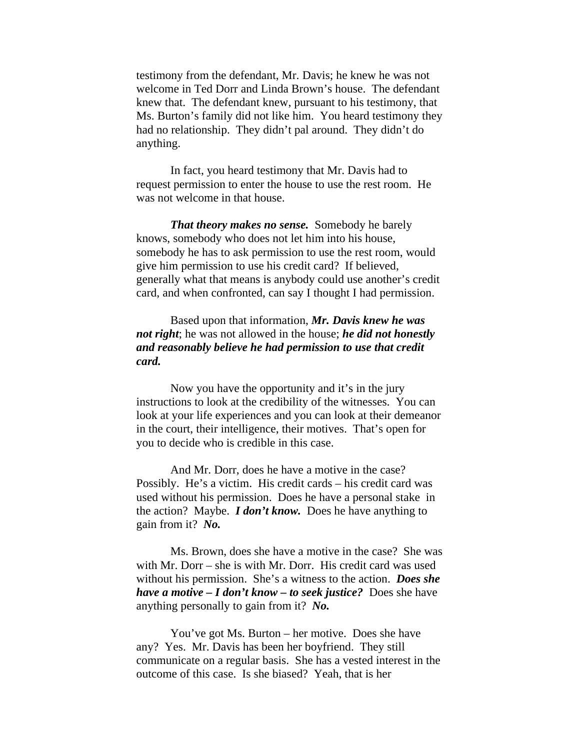testimony from the defendant, Mr. Davis; he knew he was not welcome in Ted Dorr and Linda Brown's house. The defendant knew that. The defendant knew, pursuant to his testimony, that Ms. Burton's family did not like him. You heard testimony they had no relationship. They didn't pal around. They didn't do anything.

In fact, you heard testimony that Mr. Davis had to request permission to enter the house to use the rest room. He was not welcome in that house.

***That theory makes no sense.*** Somebody he barely knows, somebody who does not let him into his house, somebody he has to ask permission to use the rest room, would give him permission to use his credit card? If believed, generally what that means is anybody could use another's credit card, and when confronted, can say I thought I had permission.

Based upon that information, ***Mr. Davis knew he was not right***; he was not allowed in the house; ***he did not honestly and reasonably believe he had permission to use that credit card.***

Now you have the opportunity and it's in the jury instructions to look at the credibility of the witnesses. You can look at your life experiences and you can look at their demeanor in the court, their intelligence, their motives. That's open for you to decide who is credible in this case.

And Mr. Dorr, does he have a motive in the case? Possibly. He's a victim. His credit cards – his credit card was used without his permission. Does he have a personal stake in the action? Maybe. ***I don't know.*** Does he have anything to gain from it? ***No.***

Ms. Brown, does she have a motive in the case? She was with Mr. Dorr – she is with Mr. Dorr. His credit card was used without his permission. She's a witness to the action. ***Does she have a motive – I don't know – to seek justice?*** Does she have anything personally to gain from it? ***No.***

You've got Ms. Burton – her motive. Does she have any? Yes. Mr. Davis has been her boyfriend. They still communicate on a regular basis. She has a vested interest in the outcome of this case. Is she biased? Yeah, that is her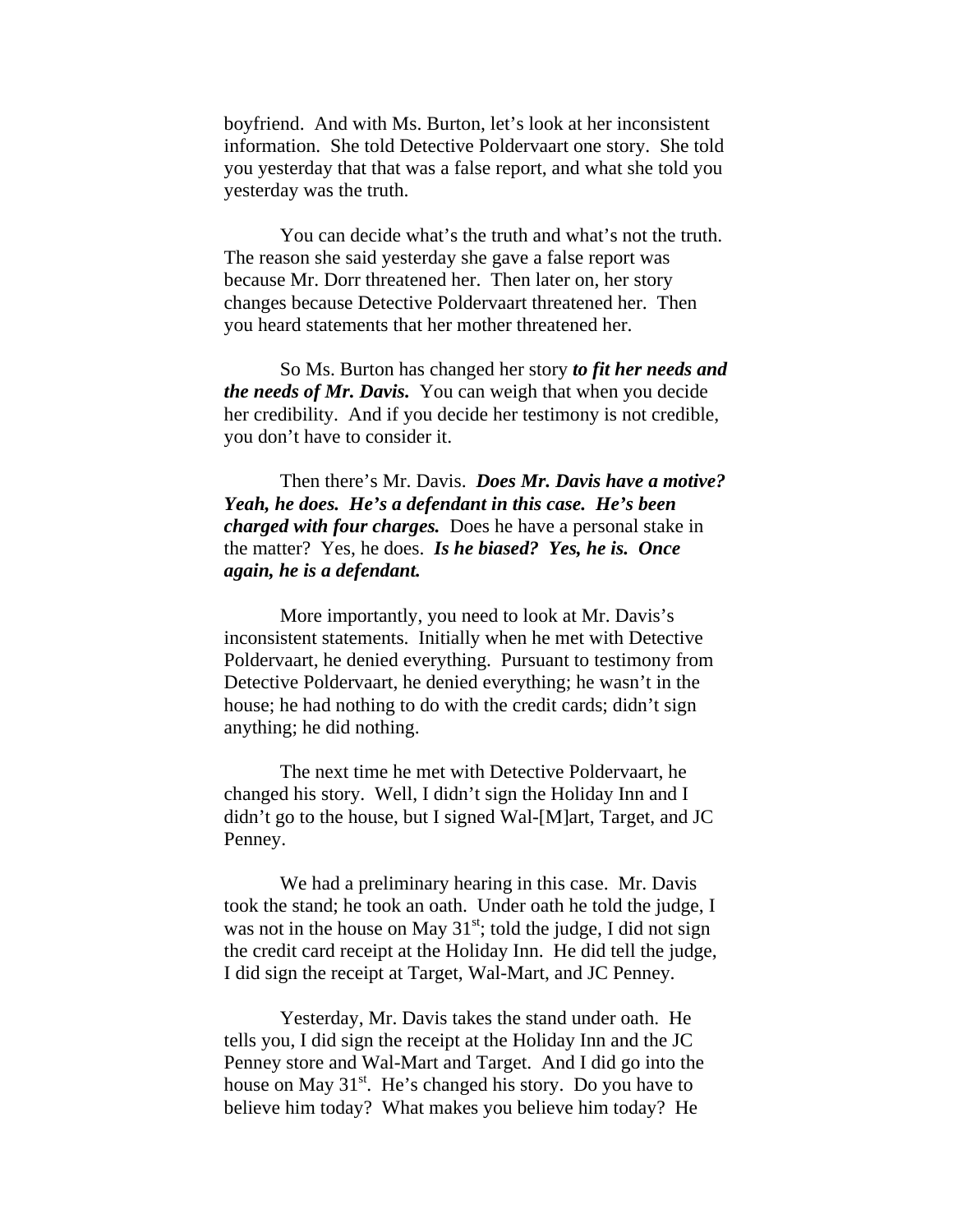boyfriend. And with Ms. Burton, let's look at her inconsistent information. She told Detective Poldervaart one story. She told you yesterday that that was a false report, and what she told you yesterday was the truth.

You can decide what's the truth and what's not the truth. The reason she said yesterday she gave a false report was because Mr. Dorr threatened her. Then later on, her story changes because Detective Poldervaart threatened her. Then you heard statements that her mother threatened her.

So Ms. Burton has changed her story ***to fit her needs and the needs of Mr. Davis.*** You can weigh that when you decide her credibility. And if you decide her testimony is not credible, you don't have to consider it.

Then there's Mr. Davis. ***Does Mr. Davis have a motive? Yeah, he does. He's a defendant in this case. He's been charged with four charges.*** Does he have a personal stake in the matter? Yes, he does. ***Is he biased? Yes, he is. Once again, he is a defendant.***

More importantly, you need to look at Mr. Davis's inconsistent statements. Initially when he met with Detective Poldervaart, he denied everything. Pursuant to testimony from Detective Poldervaart, he denied everything; he wasn't in the house; he had nothing to do with the credit cards; didn't sign anything; he did nothing.

The next time he met with Detective Poldervaart, he changed his story. Well, I didn't sign the Holiday Inn and I didn't go to the house, but I signed Wal-[M]art, Target, and JC Penney.

We had a preliminary hearing in this case. Mr. Davis took the stand; he took an oath. Under oath he told the judge, I was not in the house on May 31st; told the judge, I did not sign the credit card receipt at the Holiday Inn. He did tell the judge, I did sign the receipt at Target, Wal-Mart, and JC Penney.

Yesterday, Mr. Davis takes the stand under oath. He tells you, I did sign the receipt at the Holiday Inn and the JC Penney store and Wal-Mart and Target. And I did go into the house on May 31st. He's changed his story. Do you have to believe him today? What makes you believe him today? He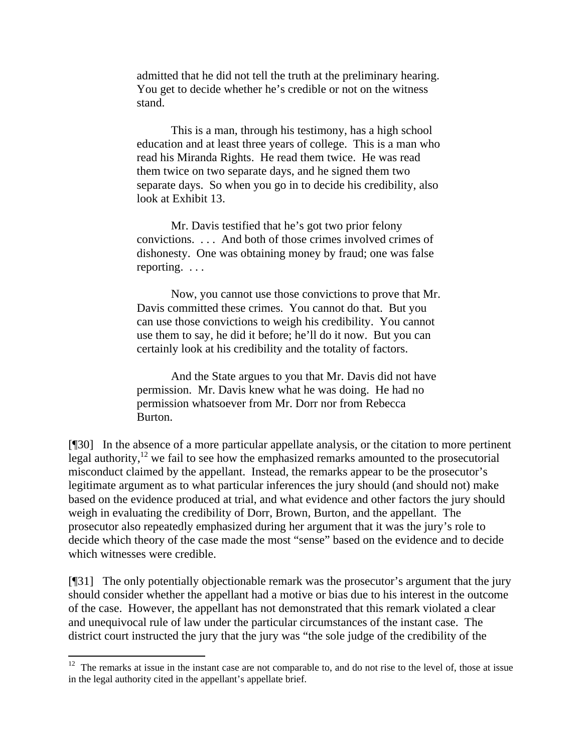> admitted that he did not tell the truth at the preliminary hearing. You get to decide whether he's credible or not on the witness stand.
>
> This is a man, through his testimony, has a high school education and at least three years of college. This is a man who read his Miranda Rights. He read them twice. He was read them twice on two separate days, and he signed them two separate days. So when you go in to decide his credibility, also look at Exhibit 13.
>
> Mr. Davis testified that he's got two prior felony convictions. . . . And both of those crimes involved crimes of dishonesty. One was obtaining money by fraud; one was false reporting. . . .
>
> Now, you cannot use those convictions to prove that Mr. Davis committed these crimes. You cannot do that. But you can use those convictions to weigh his credibility. You cannot use them to say, he did it before; he'll do it now. But you can certainly look at his credibility and the totality of factors.
>
> And the State argues to you that Mr. Davis did not have permission. Mr. Davis knew what he was doing. He had no permission whatsoever from Mr. Dorr nor from Rebecca Burton.

[¶30] In the absence of a more particular appellate analysis, or the citation to more pertinent legal authority,[12] we fail to see how the emphasized remarks amounted to the prosecutorial misconduct claimed by the appellant. Instead, the remarks appear to be the prosecutor's legitimate argument as to what particular inferences the jury should (and should not) make based on the evidence produced at trial, and what evidence and other factors the jury should weigh in evaluating the credibility of Dorr, Brown, Burton, and the appellant. The prosecutor also repeatedly emphasized during her argument that it was the jury's role to decide which theory of the case made the most "sense" based on the evidence and to decide which witnesses were credible.

[¶31] The only potentially objectionable remark was the prosecutor's argument that the jury should consider whether the appellant had a motive or bias due to his interest in the outcome of the case. However, the appellant has not demonstrated that this remark violated a clear and unequivocal rule of law under the particular circumstances of the instant case. The district court instructed the jury that the jury was "the sole judge of the credibility of the

[12] The remarks at issue in the instant case are not comparable to, and do not rise to the level of, those at issue in the legal authority cited in the appellant's appellate brief.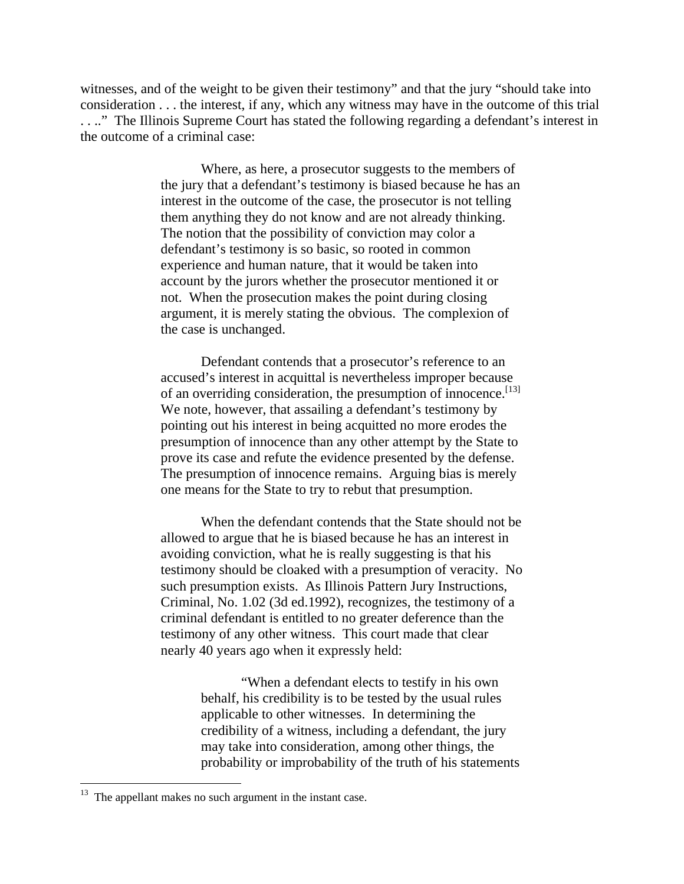witnesses, and of the weight to be given their testimony" and that the jury "should take into consideration . . . the interest, if any, which any witness may have in the outcome of this trial . . .." The Illinois Supreme Court has stated the following regarding a defendant's interest in the outcome of a criminal case:

> Where, as here, a prosecutor suggests to the members of the jury that a defendant's testimony is biased because he has an interest in the outcome of the case, the prosecutor is not telling them anything they do not know and are not already thinking. The notion that the possibility of conviction may color a defendant's testimony is so basic, so rooted in common experience and human nature, that it would be taken into account by the jurors whether the prosecutor mentioned it or not. When the prosecution makes the point during closing argument, it is merely stating the obvious. The complexion of the case is unchanged.
>
> Defendant contends that a prosecutor's reference to an accused's interest in acquittal is nevertheless improper because of an overriding consideration, the presumption of innocence.[13] We note, however, that assailing a defendant's testimony by pointing out his interest in being acquitted no more erodes the presumption of innocence than any other attempt by the State to prove its case and refute the evidence presented by the defense. The presumption of innocence remains. Arguing bias is merely one means for the State to try to rebut that presumption.
>
> When the defendant contends that the State should not be allowed to argue that he is biased because he has an interest in avoiding conviction, what he is really suggesting is that his testimony should be cloaked with a presumption of veracity. No such presumption exists. As Illinois Pattern Jury Instructions, Criminal, No. 1.02 (3d ed.1992), recognizes, the testimony of a criminal defendant is entitled to no greater deference than the testimony of any other witness. This court made that clear nearly 40 years ago when it expressly held:
>
> > "When a defendant elects to testify in his own behalf, his credibility is to be tested by the usual rules applicable to other witnesses. In determining the credibility of a witness, including a defendant, the jury may take into consideration, among other things, the probability or improbability of the truth of his statements

---

[13] The appellant makes no such argument in the instant case.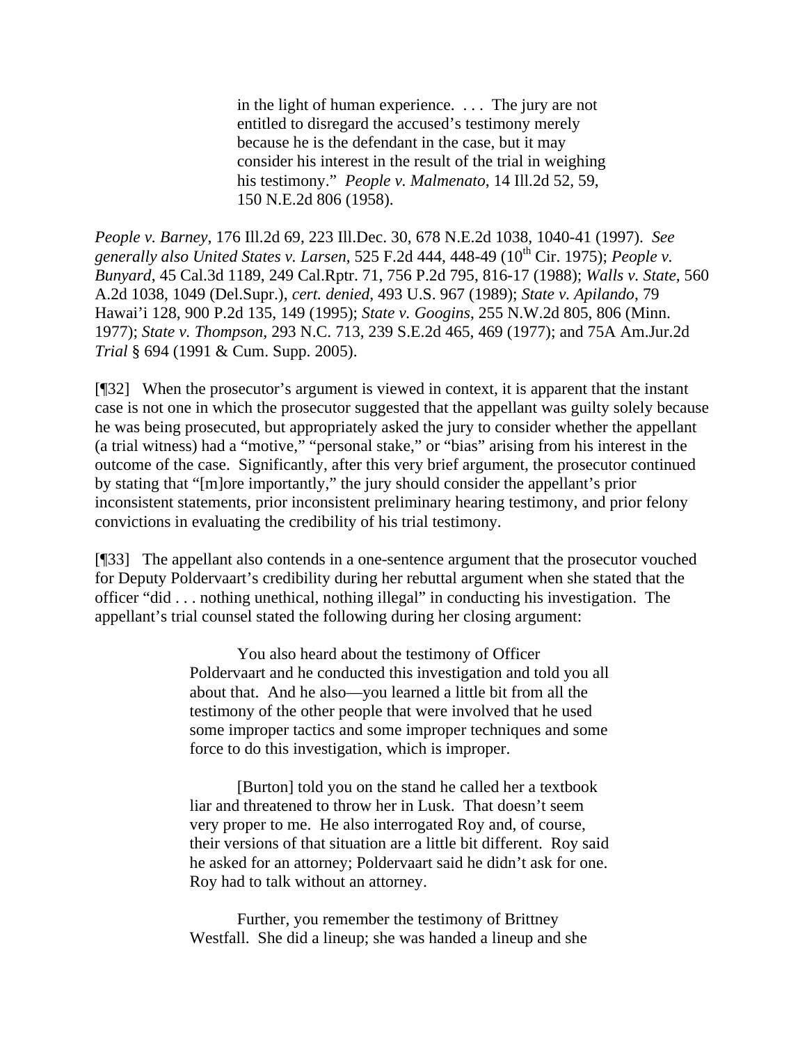> in the light of human experience. . . . The jury are not entitled to disregard the accused's testimony merely because he is the defendant in the case, but it may consider his interest in the result of the trial in weighing his testimony." *People v. Malmenato*, 14 Ill.2d 52, 59, 150 N.E.2d 806 (1958).

*People v. Barney*, 176 Ill.2d 69, 223 Ill.Dec. 30, 678 N.E.2d 1038, 1040-41 (1997). *See generally also United States v. Larsen*, 525 F.2d 444, 448-49 (10th Cir. 1975); *People v. Bunyard*, 45 Cal.3d 1189, 249 Cal.Rptr. 71, 756 P.2d 795, 816-17 (1988); *Walls v. State*, 560 A.2d 1038, 1049 (Del.Supr.), *cert. denied*, 493 U.S. 967 (1989); *State v. Apilando*, 79 Hawai'i 128, 900 P.2d 135, 149 (1995); *State v. Googins*, 255 N.W.2d 805, 806 (Minn. 1977); *State v. Thompson*, 293 N.C. 713, 239 S.E.2d 465, 469 (1977); and 75A Am.Jur.2d *Trial* § 694 (1991 & Cum. Supp. 2005).

[¶32] When the prosecutor's argument is viewed in context, it is apparent that the instant case is not one in which the prosecutor suggested that the appellant was guilty solely because he was being prosecuted, but appropriately asked the jury to consider whether the appellant (a trial witness) had a "motive," "personal stake," or "bias" arising from his interest in the outcome of the case. Significantly, after this very brief argument, the prosecutor continued by stating that "[m]ore importantly," the jury should consider the appellant's prior inconsistent statements, prior inconsistent preliminary hearing testimony, and prior felony convictions in evaluating the credibility of his trial testimony.

[¶33] The appellant also contends in a one-sentence argument that the prosecutor vouched for Deputy Poldervaart's credibility during her rebuttal argument when she stated that the officer "did . . . nothing unethical, nothing illegal" in conducting his investigation. The appellant's trial counsel stated the following during her closing argument:

> You also heard about the testimony of Officer Poldervaart and he conducted this investigation and told you all about that. And he also—you learned a little bit from all the testimony of the other people that were involved that he used some improper tactics and some improper techniques and some force to do this investigation, which is improper.
>
> [Burton] told you on the stand he called her a textbook liar and threatened to throw her in Lusk. That doesn't seem very proper to me. He also interrogated Roy and, of course, their versions of that situation are a little bit different. Roy said he asked for an attorney; Poldervaart said he didn't ask for one. Roy had to talk without an attorney.
>
> Further, you remember the testimony of Brittney Westfall. She did a lineup; she was handed a lineup and she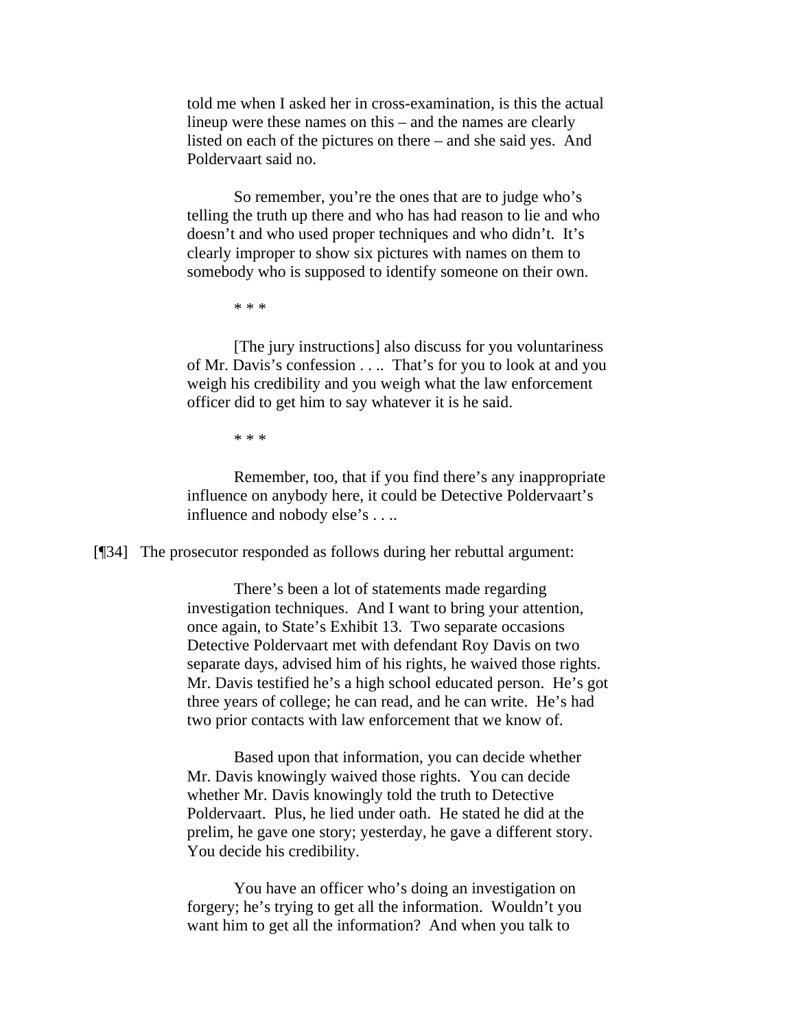> told me when I asked her in cross-examination, is this the actual lineup were these names on this – and the names are clearly listed on each of the pictures on there – and she said yes. And Poldervaart said no.
>
> So remember, you're the ones that are to judge who's telling the truth up there and who has had reason to lie and who doesn't and who used proper techniques and who didn't. It's clearly improper to show six pictures with names on them to somebody who is supposed to identify someone on their own.
>
> * * *
>
> [The jury instructions] also discuss for you voluntariness of Mr. Davis's confession . . .. That's for you to look at and you weigh his credibility and you weigh what the law enforcement officer did to get him to say whatever it is he said.
>
> * * *
>
> Remember, too, that if you find there's any inappropriate influence on anybody here, it could be Detective Poldervaart's influence and nobody else's . . ..

[¶34] The prosecutor responded as follows during her rebuttal argument:

> There's been a lot of statements made regarding investigation techniques. And I want to bring your attention, once again, to State's Exhibit 13. Two separate occasions Detective Poldervaart met with defendant Roy Davis on two separate days, advised him of his rights, he waived those rights. Mr. Davis testified he's a high school educated person. He's got three years of college; he can read, and he can write. He's had two prior contacts with law enforcement that we know of.
>
> Based upon that information, you can decide whether Mr. Davis knowingly waived those rights. You can decide whether Mr. Davis knowingly told the truth to Detective Poldervaart. Plus, he lied under oath. He stated he did at the prelim, he gave one story; yesterday, he gave a different story. You decide his credibility.
>
> You have an officer who's doing an investigation on forgery; he's trying to get all the information. Wouldn't you want him to get all the information? And when you talk to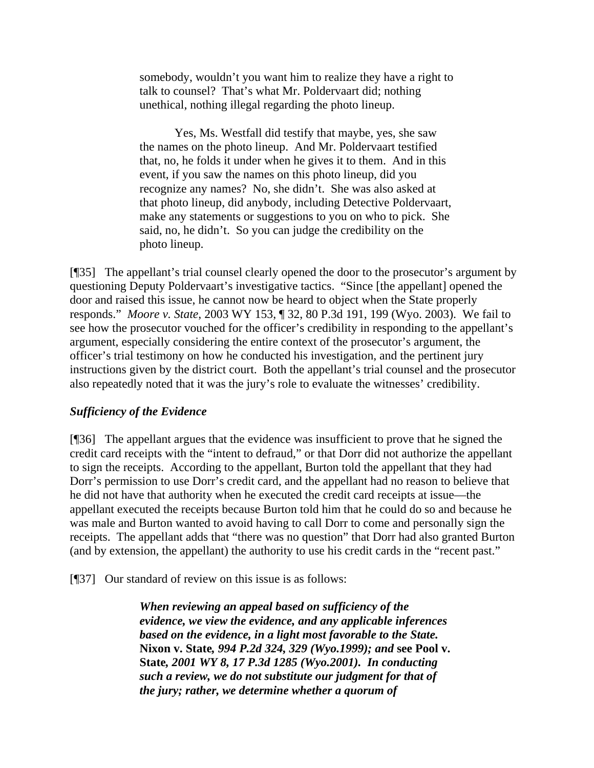> somebody, wouldn't you want him to realize they have a right to talk to counsel? That's what Mr. Poldervaart did; nothing unethical, nothing illegal regarding the photo lineup.
>
> Yes, Ms. Westfall did testify that maybe, yes, she saw the names on the photo lineup. And Mr. Poldervaart testified that, no, he folds it under when he gives it to them. And in this event, if you saw the names on this photo lineup, did you recognize any names? No, she didn't. She was also asked at that photo lineup, did anybody, including Detective Poldervaart, make any statements or suggestions to you on who to pick. She said, no, he didn't. So you can judge the credibility on the photo lineup.

[¶35] The appellant's trial counsel clearly opened the door to the prosecutor's argument by questioning Deputy Poldervaart's investigative tactics. "Since [the appellant] opened the door and raised this issue, he cannot now be heard to object when the State properly responds." *Moore v. State*, 2003 WY 153, ¶ 32, 80 P.3d 191, 199 (Wyo. 2003). We fail to see how the prosecutor vouched for the officer's credibility in responding to the appellant's argument, especially considering the entire context of the prosecutor's argument, the officer's trial testimony on how he conducted his investigation, and the pertinent jury instructions given by the district court. Both the appellant's trial counsel and the prosecutor also repeatedly noted that it was the jury's role to evaluate the witnesses' credibility.

### *Sufficiency of the Evidence*

[¶36] The appellant argues that the evidence was insufficient to prove that he signed the credit card receipts with the "intent to defraud," or that Dorr did not authorize the appellant to sign the receipts. According to the appellant, Burton told the appellant that they had Dorr's permission to use Dorr's credit card, and the appellant had no reason to believe that he did not have that authority when he executed the credit card receipts at issue—the appellant executed the receipts because Burton told him that he could do so and because he was male and Burton wanted to avoid having to call Dorr to come and personally sign the receipts. The appellant adds that "there was no question" that Dorr had also granted Burton (and by extension, the appellant) the authority to use his credit cards in the "recent past."

[¶37] Our standard of review on this issue is as follows:

> ***When reviewing an appeal based on sufficiency of the evidence, we view the evidence, and any applicable inferences based on the evidence, in a light most favorable to the State.*** **Nixon v. State,** ***994 P.2d 324, 329 (Wyo.1999); and*** **see Pool v. State,** ***2001 WY 8, 17 P.3d 1285 (Wyo.2001). In conducting such a review, we do not substitute our judgment for that of the jury; rather, we determine whether a quorum of***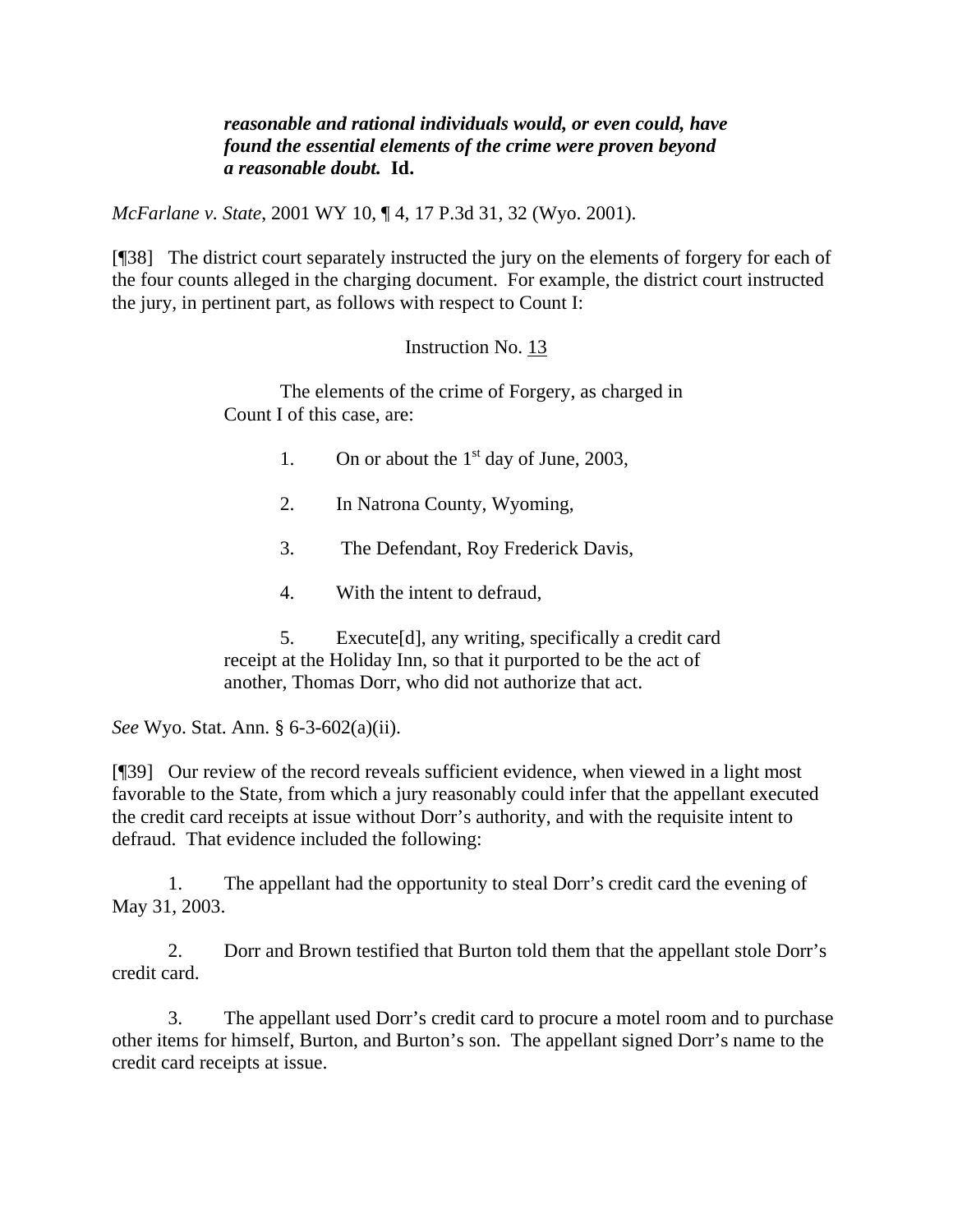> ***reasonable and rational individuals would, or even could, have found the essential elements of the crime were proven beyond a reasonable doubt.* Id.**

*McFarlane v. State*, 2001 WY 10, ¶ 4, 17 P.3d 31, 32 (Wyo. 2001).

[¶38] The district court separately instructed the jury on the elements of forgery for each of the four counts alleged in the charging document. For example, the district court instructed the jury, in pertinent part, as follows with respect to Count I:

> Instruction No. 13
>
> The elements of the crime of Forgery, as charged in Count I of this case, are:
>
> 1. On or about the 1st day of June, 2003,
>
> 2. In Natrona County, Wyoming,
>
> 3. The Defendant, Roy Frederick Davis,
>
> 4. With the intent to defraud,
>
> 5. Execute[d], any writing, specifically a credit card receipt at the Holiday Inn, so that it purported to be the act of another, Thomas Dorr, who did not authorize that act.

*See* Wyo. Stat. Ann. § 6-3-602(a)(ii).

[¶39] Our review of the record reveals sufficient evidence, when viewed in a light most favorable to the State, from which a jury reasonably could infer that the appellant executed the credit card receipts at issue without Dorr's authority, and with the requisite intent to defraud. That evidence included the following:

1. The appellant had the opportunity to steal Dorr's credit card the evening of May 31, 2003.

2. Dorr and Brown testified that Burton told them that the appellant stole Dorr's credit card.

3. The appellant used Dorr's credit card to procure a motel room and to purchase other items for himself, Burton, and Burton's son. The appellant signed Dorr's name to the credit card receipts at issue.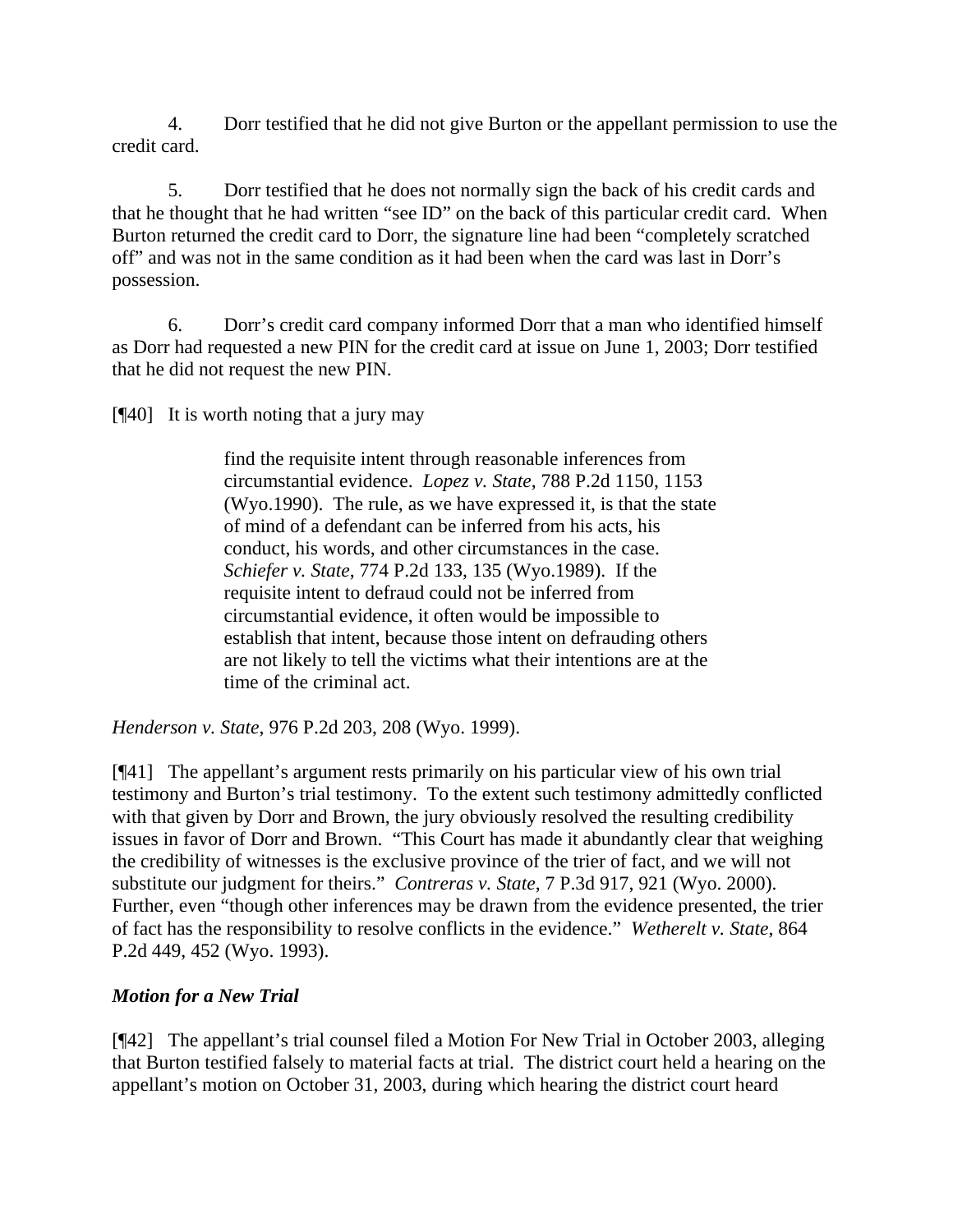4. Dorr testified that he did not give Burton or the appellant permission to use the credit card.

5. Dorr testified that he does not normally sign the back of his credit cards and that he thought that he had written "see ID" on the back of this particular credit card. When Burton returned the credit card to Dorr, the signature line had been "completely scratched off" and was not in the same condition as it had been when the card was last in Dorr's possession.

6. Dorr's credit card company informed Dorr that a man who identified himself as Dorr had requested a new PIN for the credit card at issue on June 1, 2003; Dorr testified that he did not request the new PIN.

[¶40] It is worth noting that a jury may

> find the requisite intent through reasonable inferences from circumstantial evidence. *Lopez v. State*, 788 P.2d 1150, 1153 (Wyo.1990). The rule, as we have expressed it, is that the state of mind of a defendant can be inferred from his acts, his conduct, his words, and other circumstances in the case. *Schiefer v. State*, 774 P.2d 133, 135 (Wyo.1989). If the requisite intent to defraud could not be inferred from circumstantial evidence, it often would be impossible to establish that intent, because those intent on defrauding others are not likely to tell the victims what their intentions are at the time of the criminal act.

*Henderson v. State*, 976 P.2d 203, 208 (Wyo. 1999).

[¶41] The appellant's argument rests primarily on his particular view of his own trial testimony and Burton's trial testimony. To the extent such testimony admittedly conflicted with that given by Dorr and Brown, the jury obviously resolved the resulting credibility issues in favor of Dorr and Brown. "This Court has made it abundantly clear that weighing the credibility of witnesses is the exclusive province of the trier of fact, and we will not substitute our judgment for theirs." *Contreras v. State*, 7 P.3d 917, 921 (Wyo. 2000). Further, even "though other inferences may be drawn from the evidence presented, the trier of fact has the responsibility to resolve conflicts in the evidence." *Wetherelt v. State*, 864 P.2d 449, 452 (Wyo. 1993).

### *Motion for a New Trial*

[¶42] The appellant's trial counsel filed a Motion For New Trial in October 2003, alleging that Burton testified falsely to material facts at trial. The district court held a hearing on the appellant's motion on October 31, 2003, during which hearing the district court heard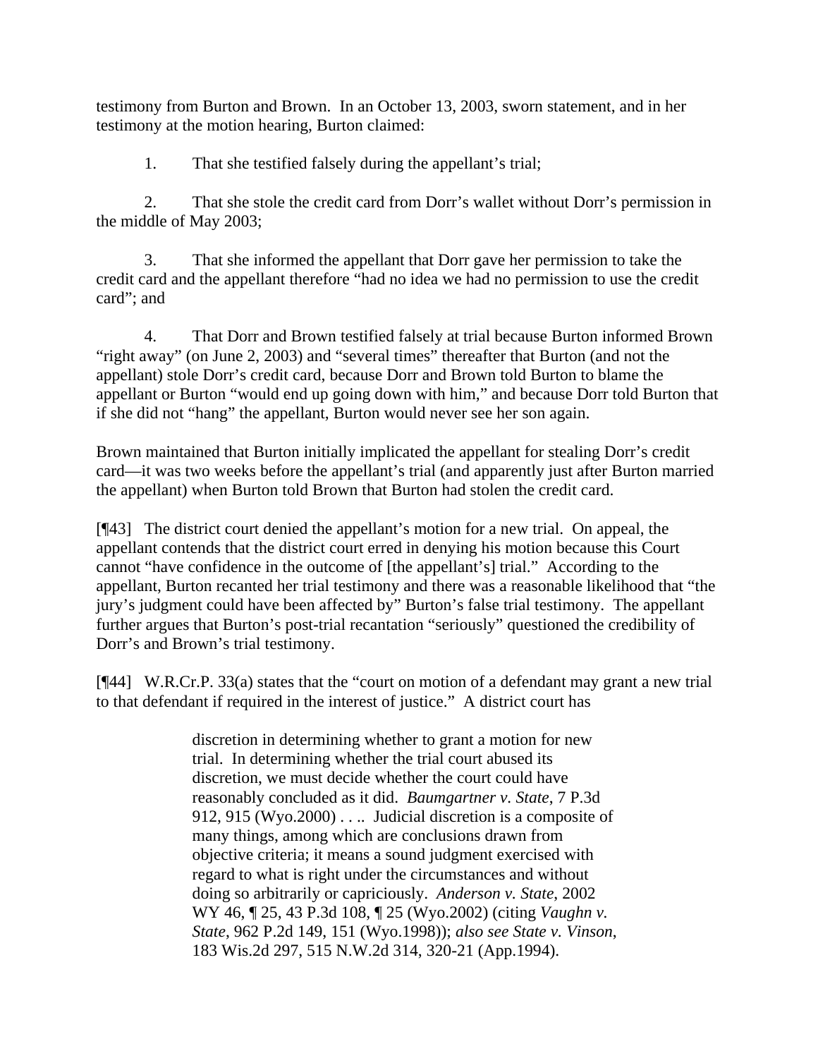testimony from Burton and Brown. In an October 13, 2003, sworn statement, and in her testimony at the motion hearing, Burton claimed:

1. That she testified falsely during the appellant's trial;

2. That she stole the credit card from Dorr's wallet without Dorr's permission in the middle of May 2003;

3. That she informed the appellant that Dorr gave her permission to take the credit card and the appellant therefore "had no idea we had no permission to use the credit card"; and

4. That Dorr and Brown testified falsely at trial because Burton informed Brown "right away" (on June 2, 2003) and "several times" thereafter that Burton (and not the appellant) stole Dorr's credit card, because Dorr and Brown told Burton to blame the appellant or Burton "would end up going down with him," and because Dorr told Burton that if she did not "hang" the appellant, Burton would never see her son again.

Brown maintained that Burton initially implicated the appellant for stealing Dorr's credit card—it was two weeks before the appellant's trial (and apparently just after Burton married the appellant) when Burton told Brown that Burton had stolen the credit card.

[¶43] The district court denied the appellant's motion for a new trial. On appeal, the appellant contends that the district court erred in denying his motion because this Court cannot "have confidence in the outcome of [the appellant's] trial." According to the appellant, Burton recanted her trial testimony and there was a reasonable likelihood that "the jury's judgment could have been affected by" Burton's false trial testimony. The appellant further argues that Burton's post-trial recantation "seriously" questioned the credibility of Dorr's and Brown's trial testimony.

[¶44] W.R.Cr.P. 33(a) states that the "court on motion of a defendant may grant a new trial to that defendant if required in the interest of justice." A district court has

> discretion in determining whether to grant a motion for new trial. In determining whether the trial court abused its discretion, we must decide whether the court could have reasonably concluded as it did. *Baumgartner v. State*, 7 P.3d 912, 915 (Wyo.2000) . . .. Judicial discretion is a composite of many things, among which are conclusions drawn from objective criteria; it means a sound judgment exercised with regard to what is right under the circumstances and without doing so arbitrarily or capriciously. *Anderson v. State*, 2002 WY 46, ¶ 25, 43 P.3d 108, ¶ 25 (Wyo.2002) (citing *Vaughn v. State*, 962 P.2d 149, 151 (Wyo.1998)); *also see State v. Vinson*, 183 Wis.2d 297, 515 N.W.2d 314, 320-21 (App.1994).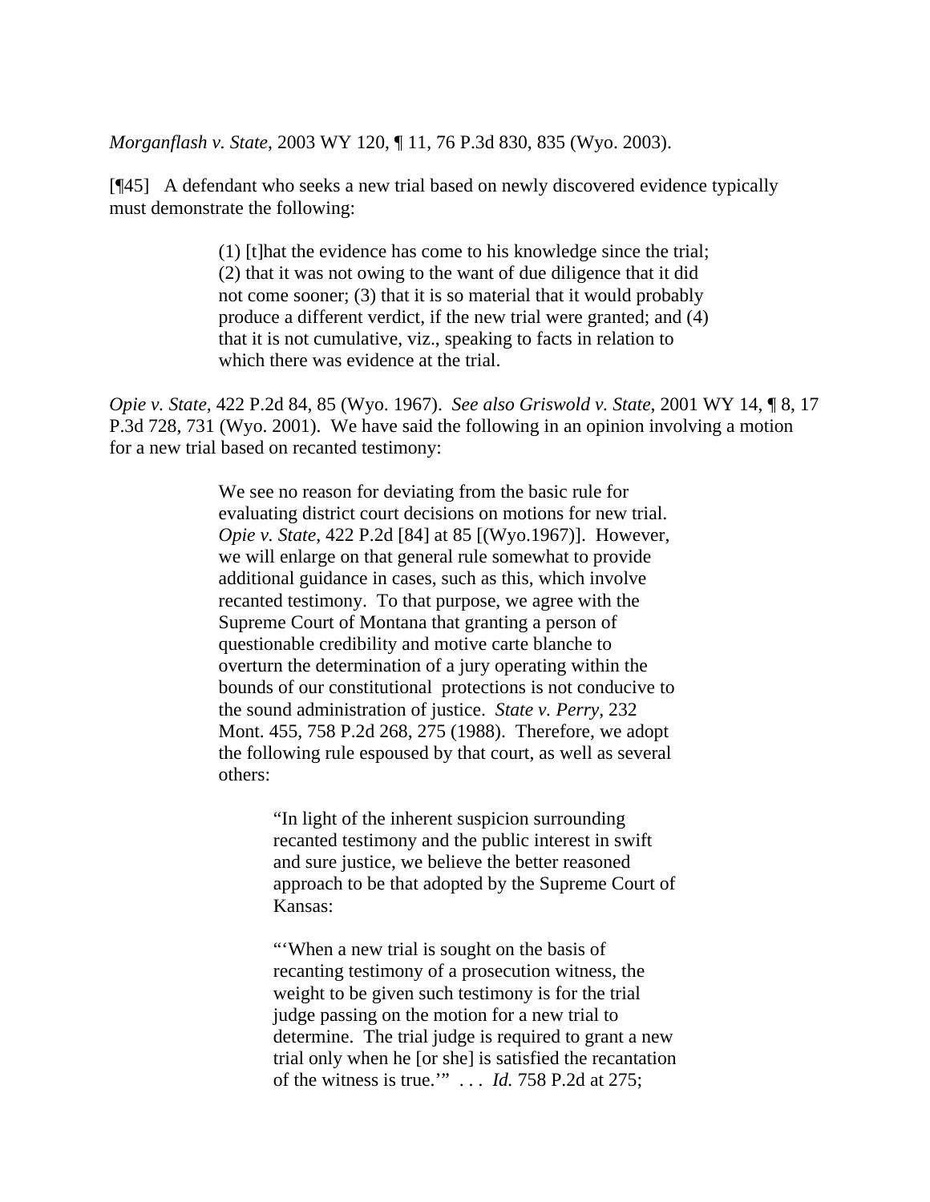*Morganflash v. State*, 2003 WY 120, ¶ 11, 76 P.3d 830, 835 (Wyo. 2003).

[¶45] A defendant who seeks a new trial based on newly discovered evidence typically must demonstrate the following:

> (1) [t]hat the evidence has come to his knowledge since the trial; (2) that it was not owing to the want of due diligence that it did not come sooner; (3) that it is so material that it would probably produce a different verdict, if the new trial were granted; and (4) that it is not cumulative, viz., speaking to facts in relation to which there was evidence at the trial.

*Opie v. State*, 422 P.2d 84, 85 (Wyo. 1967). *See also Griswold v. State*, 2001 WY 14, ¶ 8, 17 P.3d 728, 731 (Wyo. 2001). We have said the following in an opinion involving a motion for a new trial based on recanted testimony:

> We see no reason for deviating from the basic rule for evaluating district court decisions on motions for new trial. *Opie v. State*, 422 P.2d [84] at 85 [(Wyo.1967)]. However, we will enlarge on that general rule somewhat to provide additional guidance in cases, such as this, which involve recanted testimony. To that purpose, we agree with the Supreme Court of Montana that granting a person of questionable credibility and motive carte blanche to overturn the determination of a jury operating within the bounds of our constitutional protections is not conducive to the sound administration of justice. *State v. Perry*, 232 Mont. 455, 758 P.2d 268, 275 (1988). Therefore, we adopt the following rule espoused by that court, as well as several others:
>
>> "In light of the inherent suspicion surrounding recanted testimony and the public interest in swift and sure justice, we believe the better reasoned approach to be that adopted by the Supreme Court of Kansas:
>>
>> "'When a new trial is sought on the basis of recanting testimony of a prosecution witness, the weight to be given such testimony is for the trial judge passing on the motion for a new trial to determine. The trial judge is required to grant a new trial only when he [or she] is satisfied the recantation of the witness is true.'" . . . *Id.* 758 P.2d at 275;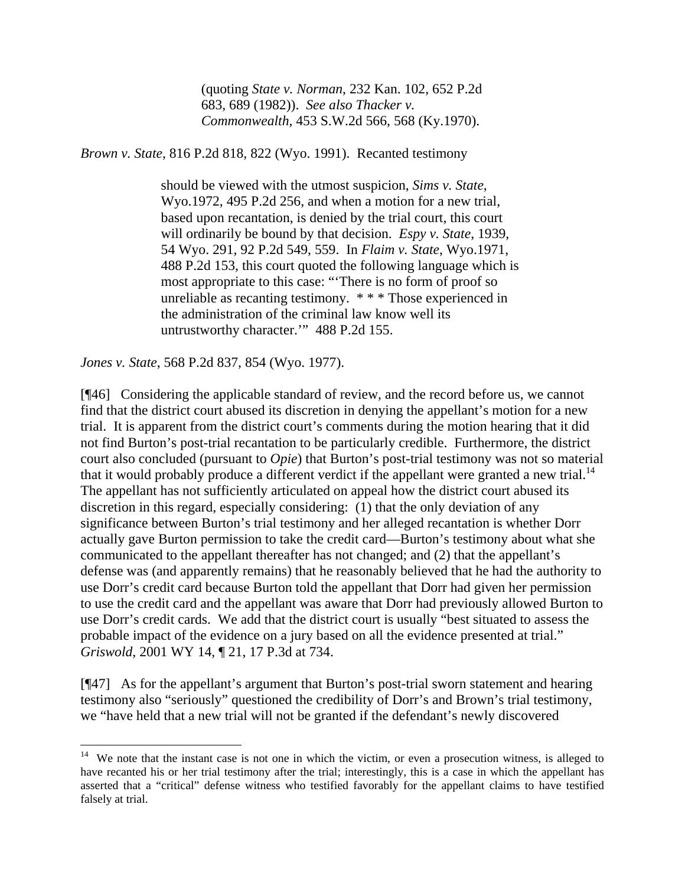> (quoting *State v. Norman*, 232 Kan. 102, 652 P.2d 683, 689 (1982)). *See also Thacker v. Commonwealth*, 453 S.W.2d 566, 568 (Ky.1970).

*Brown v. State*, 816 P.2d 818, 822 (Wyo. 1991). Recanted testimony

> should be viewed with the utmost suspicion, *Sims v. State*, Wyo.1972, 495 P.2d 256, and when a motion for a new trial, based upon recantation, is denied by the trial court, this court will ordinarily be bound by that decision. *Espy v. State*, 1939, 54 Wyo. 291, 92 P.2d 549, 559. In *Flaim v. State*, Wyo.1971, 488 P.2d 153, this court quoted the following language which is most appropriate to this case: "'There is no form of proof so unreliable as recanting testimony. * * * Those experienced in the administration of the criminal law know well its untrustworthy character.'" 488 P.2d 155.

*Jones v. State*, 568 P.2d 837, 854 (Wyo. 1977).

[¶46] Considering the applicable standard of review, and the record before us, we cannot find that the district court abused its discretion in denying the appellant's motion for a new trial. It is apparent from the district court's comments during the motion hearing that it did not find Burton's post-trial recantation to be particularly credible. Furthermore, the district court also concluded (pursuant to *Opie*) that Burton's post-trial testimony was not so material that it would probably produce a different verdict if the appellant were granted a new trial.[14] The appellant has not sufficiently articulated on appeal how the district court abused its discretion in this regard, especially considering: (1) that the only deviation of any significance between Burton's trial testimony and her alleged recantation is whether Dorr actually gave Burton permission to take the credit card—Burton's testimony about what she communicated to the appellant thereafter has not changed; and (2) that the appellant's defense was (and apparently remains) that he reasonably believed that he had the authority to use Dorr's credit card because Burton told the appellant that Dorr had given her permission to use the credit card and the appellant was aware that Dorr had previously allowed Burton to use Dorr's credit cards. We add that the district court is usually "best situated to assess the probable impact of the evidence on a jury based on all the evidence presented at trial." *Griswold*, 2001 WY 14, ¶ 21, 17 P.3d at 734.

[¶47] As for the appellant's argument that Burton's post-trial sworn statement and hearing testimony also "seriously" questioned the credibility of Dorr's and Brown's trial testimony, we "have held that a new trial will not be granted if the defendant's newly discovered

---

[14] We note that the instant case is not one in which the victim, or even a prosecution witness, is alleged to have recanted his or her trial testimony after the trial; interestingly, this is a case in which the appellant has asserted that a "critical" defense witness who testified favorably for the appellant claims to have testified falsely at trial.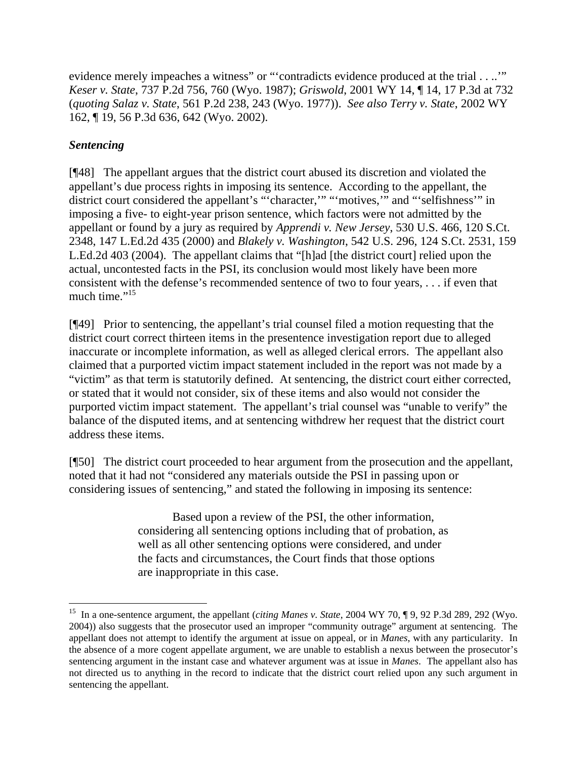evidence merely impeaches a witness" or "'contradicts evidence produced at the trial . . ..'" *Keser v. State*, 737 P.2d 756, 760 (Wyo. 1987); *Griswold*, 2001 WY 14, ¶ 14, 17 P.3d at 732 (*quoting Salaz v. State*, 561 P.2d 238, 243 (Wyo. 1977)). *See also Terry v. State*, 2002 WY 162, ¶ 19, 56 P.3d 636, 642 (Wyo. 2002).

***Sentencing***

[¶48] The appellant argues that the district court abused its discretion and violated the appellant's due process rights in imposing its sentence. According to the appellant, the district court considered the appellant's "'character,'" "'motives,'" and "'selfishness'" in imposing a five- to eight-year prison sentence, which factors were not admitted by the appellant or found by a jury as required by *Apprendi v. New Jersey*, 530 U.S. 466, 120 S.Ct. 2348, 147 L.Ed.2d 435 (2000) and *Blakely v. Washington*, 542 U.S. 296, 124 S.Ct. 2531, 159 L.Ed.2d 403 (2004). The appellant claims that "[h]ad [the district court] relied upon the actual, uncontested facts in the PSI, its conclusion would most likely have been more consistent with the defense's recommended sentence of two to four years, . . . if even that much time."[15]

[¶49] Prior to sentencing, the appellant's trial counsel filed a motion requesting that the district court correct thirteen items in the presentence investigation report due to alleged inaccurate or incomplete information, as well as alleged clerical errors. The appellant also claimed that a purported victim impact statement included in the report was not made by a "victim" as that term is statutorily defined. At sentencing, the district court either corrected, or stated that it would not consider, six of these items and also would not consider the purported victim impact statement. The appellant's trial counsel was "unable to verify" the balance of the disputed items, and at sentencing withdrew her request that the district court address these items.

[¶50] The district court proceeded to hear argument from the prosecution and the appellant, noted that it had not "considered any materials outside the PSI in passing upon or considering issues of sentencing," and stated the following in imposing its sentence:

> Based upon a review of the PSI, the other information, considering all sentencing options including that of probation, as well as all other sentencing options were considered, and under the facts and circumstances, the Court finds that those options are inappropriate in this case.

---

[15] In a one-sentence argument, the appellant (*citing Manes v. State*, 2004 WY 70, ¶ 9, 92 P.3d 289, 292 (Wyo. 2004)) also suggests that the prosecutor used an improper "community outrage" argument at sentencing. The appellant does not attempt to identify the argument at issue on appeal, or in *Manes*, with any particularity. In the absence of a more cogent appellate argument, we are unable to establish a nexus between the prosecutor's sentencing argument in the instant case and whatever argument was at issue in *Manes*. The appellant also has not directed us to anything in the record to indicate that the district court relied upon any such argument in sentencing the appellant.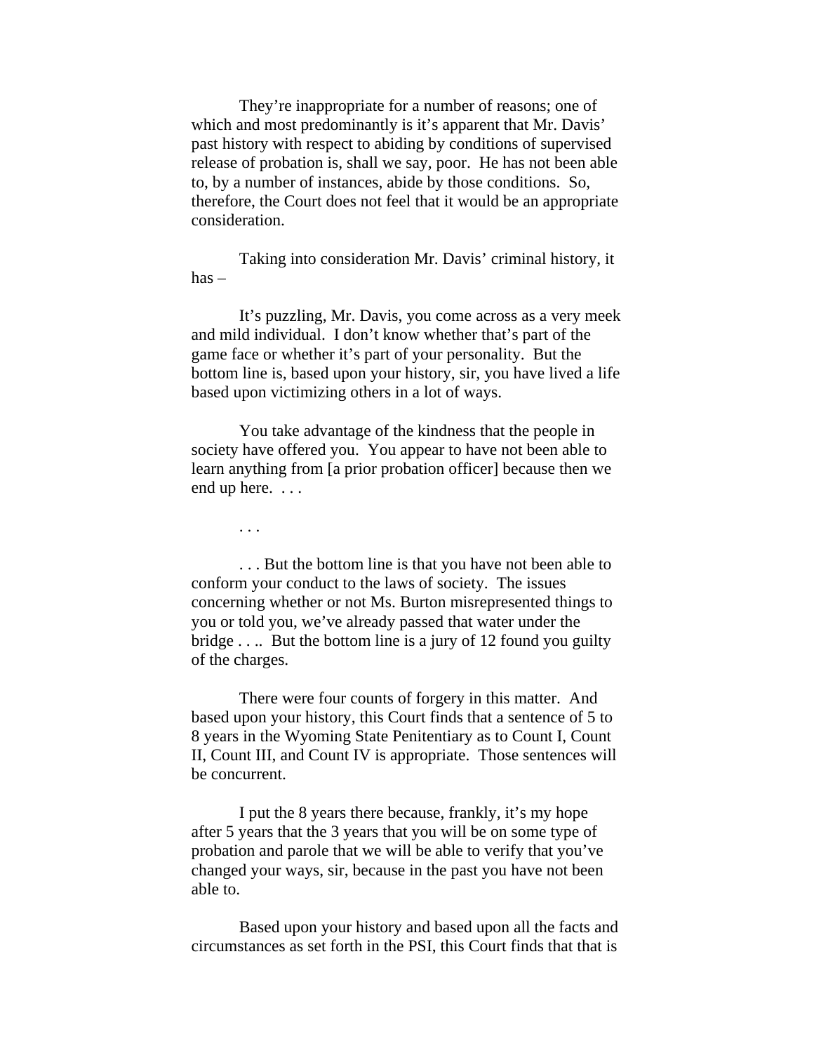They're inappropriate for a number of reasons; one of which and most predominantly is it's apparent that Mr. Davis' past history with respect to abiding by conditions of supervised release of probation is, shall we say, poor. He has not been able to, by a number of instances, abide by those conditions. So, therefore, the Court does not feel that it would be an appropriate consideration.

Taking into consideration Mr. Davis' criminal history, it has –

It's puzzling, Mr. Davis, you come across as a very meek and mild individual. I don't know whether that's part of the game face or whether it's part of your personality. But the bottom line is, based upon your history, sir, you have lived a life based upon victimizing others in a lot of ways.

You take advantage of the kindness that the people in society have offered you. You appear to have not been able to learn anything from [a prior probation officer] because then we end up here. . . .

. . .

. . . But the bottom line is that you have not been able to conform your conduct to the laws of society. The issues concerning whether or not Ms. Burton misrepresented things to you or told you, we've already passed that water under the bridge . . .. But the bottom line is a jury of 12 found you guilty of the charges.

There were four counts of forgery in this matter. And based upon your history, this Court finds that a sentence of 5 to 8 years in the Wyoming State Penitentiary as to Count I, Count II, Count III, and Count IV is appropriate. Those sentences will be concurrent.

I put the 8 years there because, frankly, it's my hope after 5 years that the 3 years that you will be on some type of probation and parole that we will be able to verify that you've changed your ways, sir, because in the past you have not been able to.

Based upon your history and based upon all the facts and circumstances as set forth in the PSI, this Court finds that that is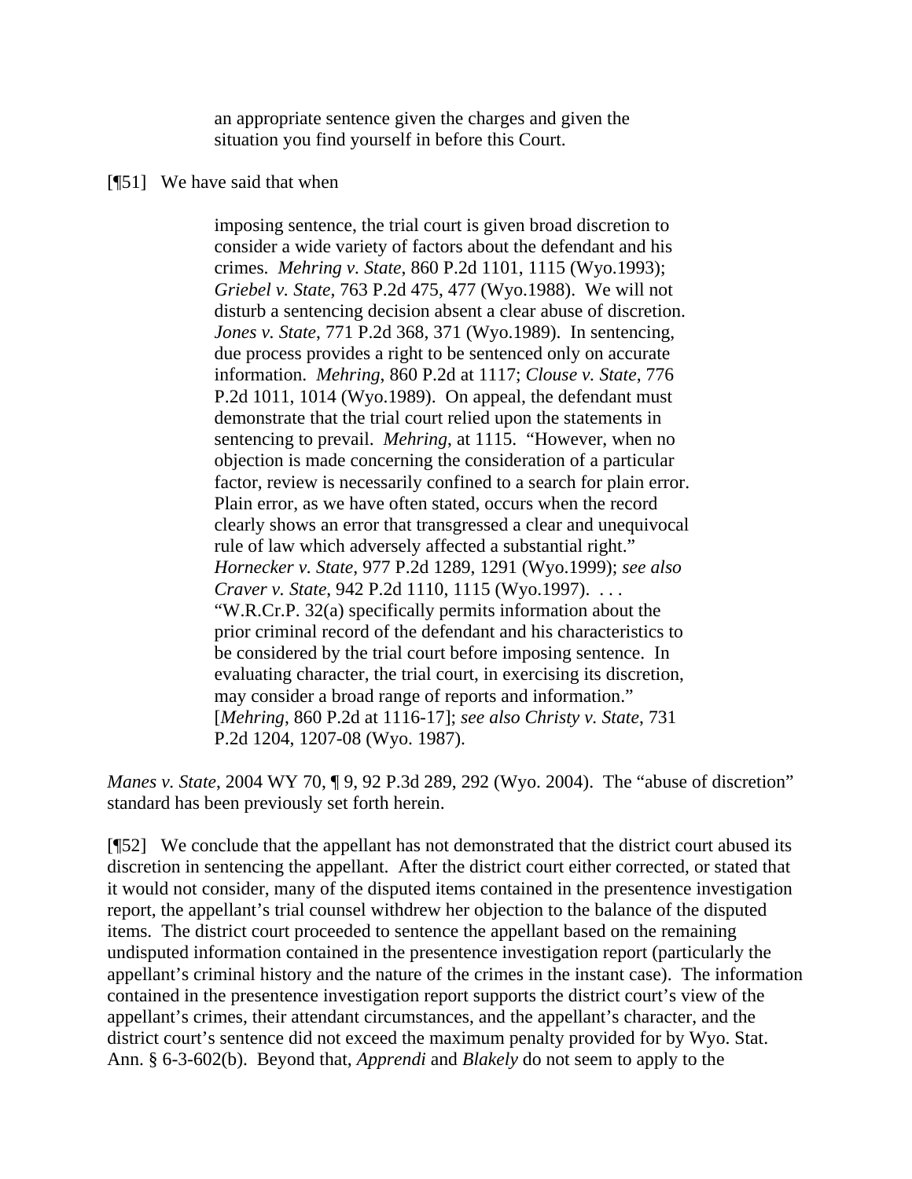> an appropriate sentence given the charges and given the situation you find yourself in before this Court.

[¶51] We have said that when

> imposing sentence, the trial court is given broad discretion to consider a wide variety of factors about the defendant and his crimes. *Mehring v. State*, 860 P.2d 1101, 1115 (Wyo.1993); *Griebel v. State*, 763 P.2d 475, 477 (Wyo.1988). We will not disturb a sentencing decision absent a clear abuse of discretion. *Jones v. State*, 771 P.2d 368, 371 (Wyo.1989). In sentencing, due process provides a right to be sentenced only on accurate information. *Mehring*, 860 P.2d at 1117; *Clouse v. State*, 776 P.2d 1011, 1014 (Wyo.1989). On appeal, the defendant must demonstrate that the trial court relied upon the statements in sentencing to prevail. *Mehring*, at 1115. "However, when no objection is made concerning the consideration of a particular factor, review is necessarily confined to a search for plain error. Plain error, as we have often stated, occurs when the record clearly shows an error that transgressed a clear and unequivocal rule of law which adversely affected a substantial right." *Hornecker v. State*, 977 P.2d 1289, 1291 (Wyo.1999); *see also Craver v. State*, 942 P.2d 1110, 1115 (Wyo.1997). . . . "W.R.Cr.P. 32(a) specifically permits information about the prior criminal record of the defendant and his characteristics to be considered by the trial court before imposing sentence. In evaluating character, the trial court, in exercising its discretion, may consider a broad range of reports and information." [*Mehring*, 860 P.2d at 1116-17]; *see also Christy v. State*, 731 P.2d 1204, 1207-08 (Wyo. 1987).

*Manes v. State*, 2004 WY 70, ¶ 9, 92 P.3d 289, 292 (Wyo. 2004). The "abuse of discretion" standard has been previously set forth herein.

[¶52] We conclude that the appellant has not demonstrated that the district court abused its discretion in sentencing the appellant. After the district court either corrected, or stated that it would not consider, many of the disputed items contained in the presentence investigation report, the appellant's trial counsel withdrew her objection to the balance of the disputed items. The district court proceeded to sentence the appellant based on the remaining undisputed information contained in the presentence investigation report (particularly the appellant's criminal history and the nature of the crimes in the instant case). The information contained in the presentence investigation report supports the district court's view of the appellant's crimes, their attendant circumstances, and the appellant's character, and the district court's sentence did not exceed the maximum penalty provided for by Wyo. Stat. Ann. § 6-3-602(b). Beyond that, *Apprendi* and *Blakely* do not seem to apply to the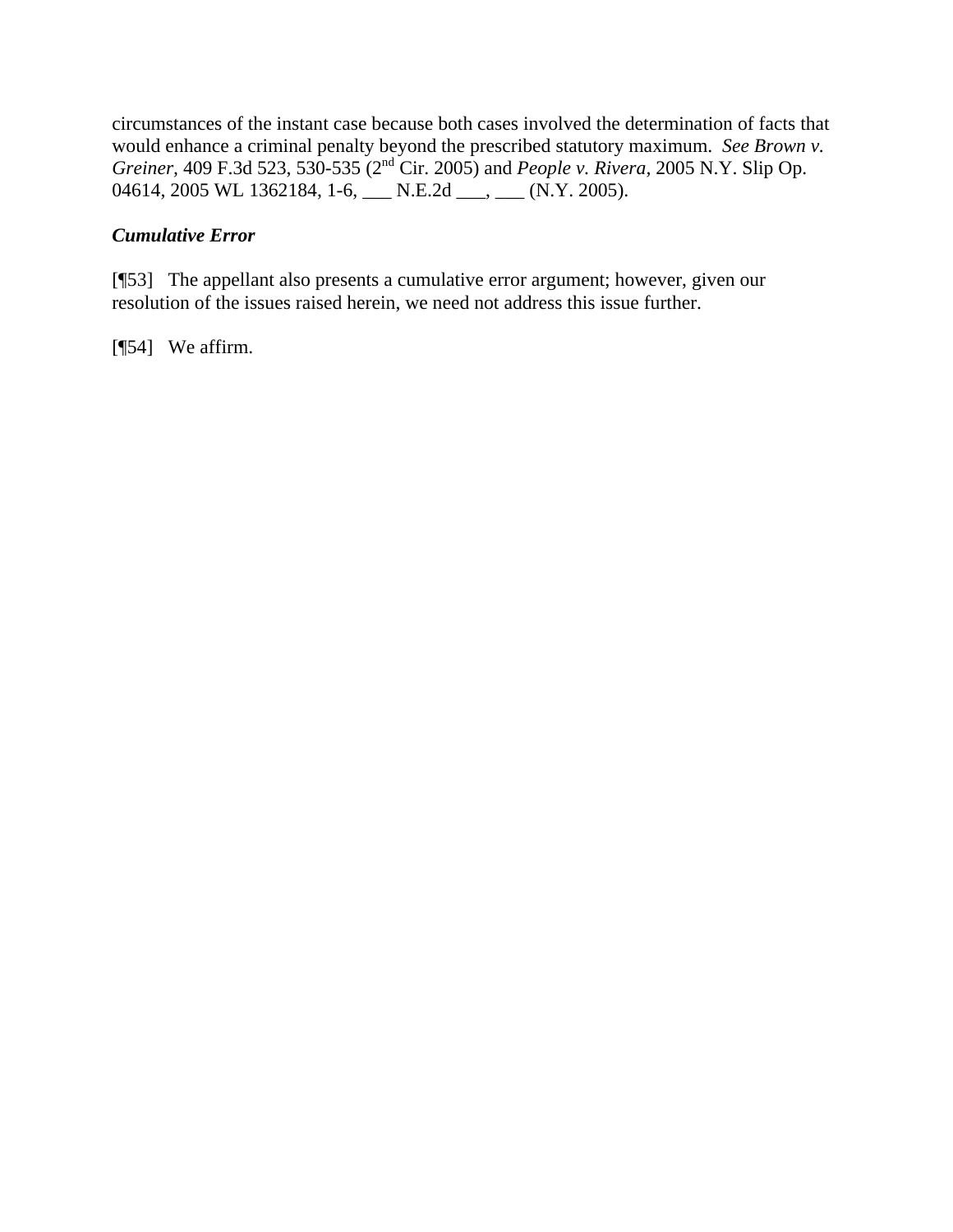circumstances of the instant case because both cases involved the determination of facts that would enhance a criminal penalty beyond the prescribed statutory maximum. *See Brown v. Greiner*, 409 F.3d 523, 530-535 (2nd Cir. 2005) and *People v. Rivera*, 2005 N.Y. Slip Op. 04614, 2005 WL 1362184, 1-6, ___ N.E.2d ___, ___ (N.Y. 2005).

***Cumulative Error***

[¶53] The appellant also presents a cumulative error argument; however, given our resolution of the issues raised herein, we need not address this issue further.

[¶54] We affirm.